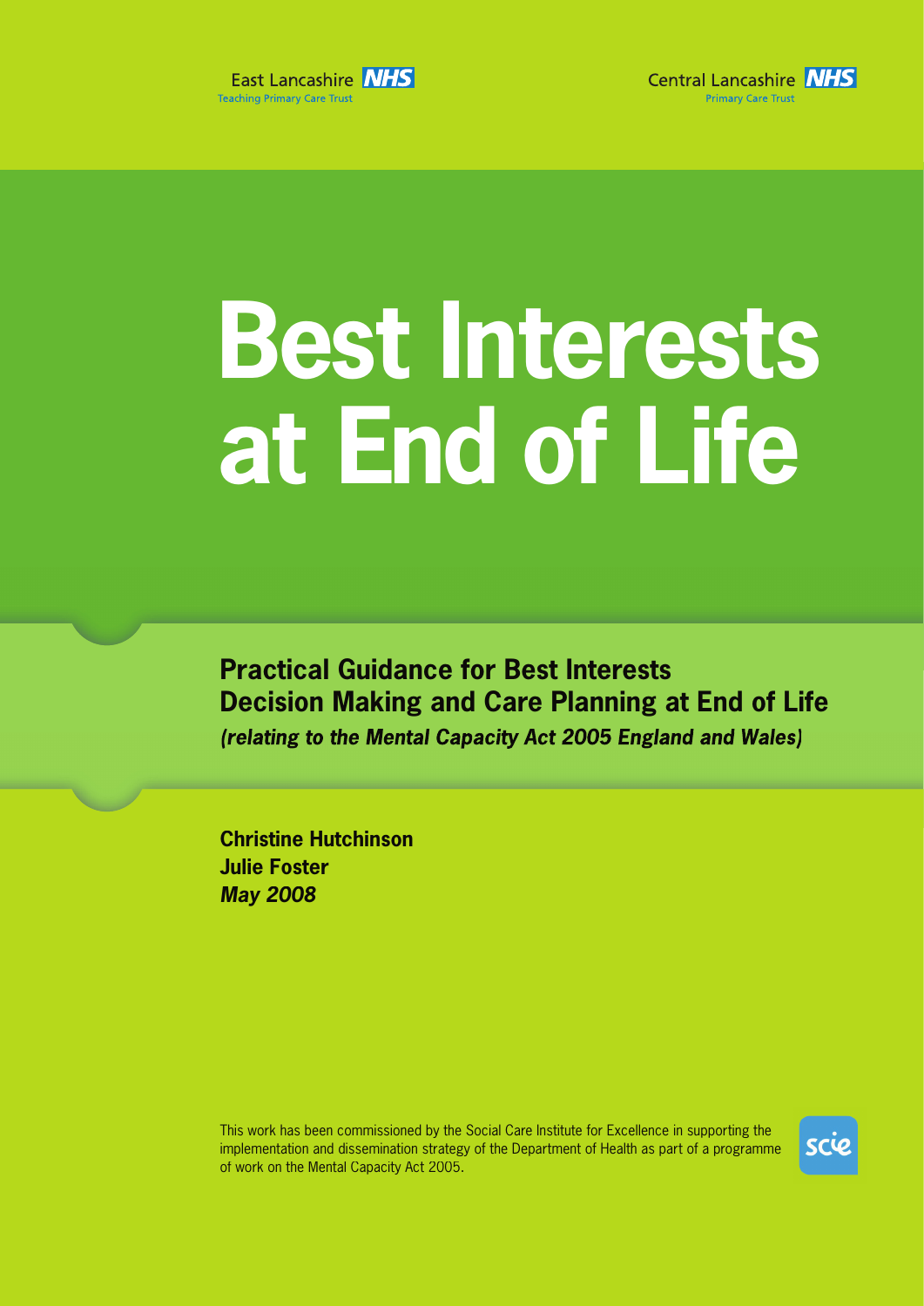East Lancashire NHS
Teaching Primary Care Trust

Central Lancashire NHS
Primary Care Trust

# Best Interests at End of Life

## Practical Guidance for Best Interests Decision Making and Care Planning at End of Life

***(relating to the Mental Capacity Act 2005 England and Wales)***

**Christine Hutchinson**
**Julie Foster**
***May 2008***

This work has been commissioned by the Social Care Institute for Excellence in supporting the implementation and dissemination strategy of the Department of Health as part of a programme of work on the Mental Capacity Act 2005.

scie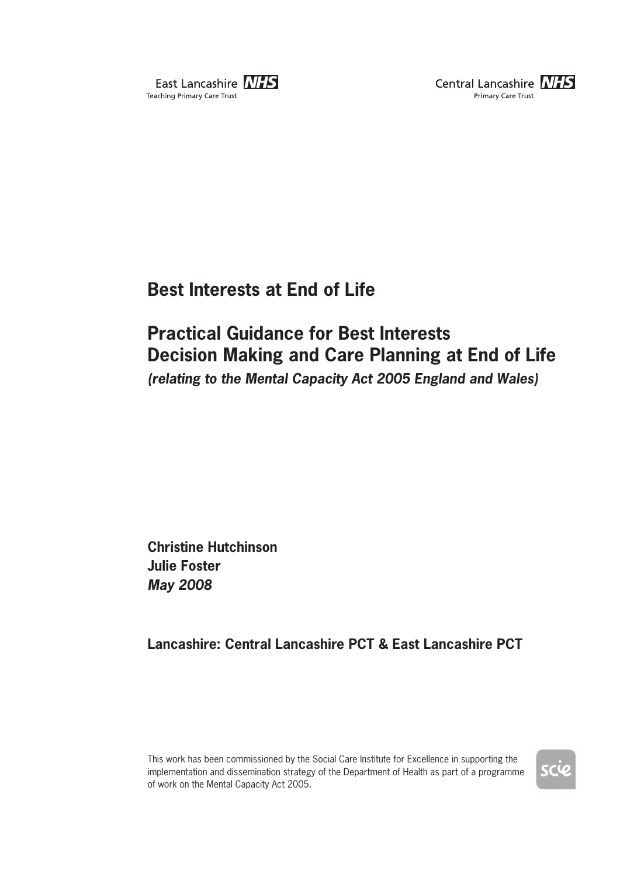East Lancashire NHS
Teaching Primary Care Trust

Central Lancashire NHS
Primary Care Trust

# Best Interests at End of Life

# Practical Guidance for Best Interests Decision Making and Care Planning at End of Life

***(relating to the Mental Capacity Act 2005 England and Wales)***

**Christine Hutchinson**
**Julie Foster**
***May 2008***

**Lancashire: Central Lancashire PCT & East Lancashire PCT**

This work has been commissioned by the Social Care Institute for Excellence in supporting the implementation and dissemination strategy of the Department of Health as part of a programme of work on the Mental Capacity Act 2005.

scie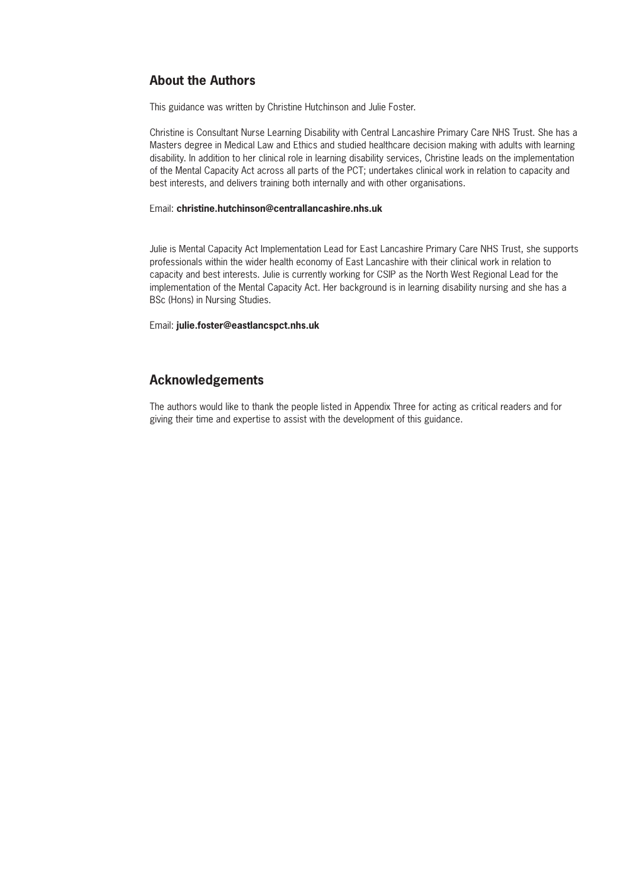## About the Authors

This guidance was written by Christine Hutchinson and Julie Foster.

Christine is Consultant Nurse Learning Disability with Central Lancashire Primary Care NHS Trust. She has a Masters degree in Medical Law and Ethics and studied healthcare decision making with adults with learning disability. In addition to her clinical role in learning disability services, Christine leads on the implementation of the Mental Capacity Act across all parts of the PCT; undertakes clinical work in relation to capacity and best interests, and delivers training both internally and with other organisations.

Email: **christine.hutchinson@centrallancashire.nhs.uk**

Julie is Mental Capacity Act Implementation Lead for East Lancashire Primary Care NHS Trust, she supports professionals within the wider health economy of East Lancashire with their clinical work in relation to capacity and best interests. Julie is currently working for CSIP as the North West Regional Lead for the implementation of the Mental Capacity Act. Her background is in learning disability nursing and she has a BSc (Hons) in Nursing Studies.

Email: **julie.foster@eastlancspct.nhs.uk**

## Acknowledgements

The authors would like to thank the people listed in Appendix Three for acting as critical readers and for giving their time and expertise to assist with the development of this guidance.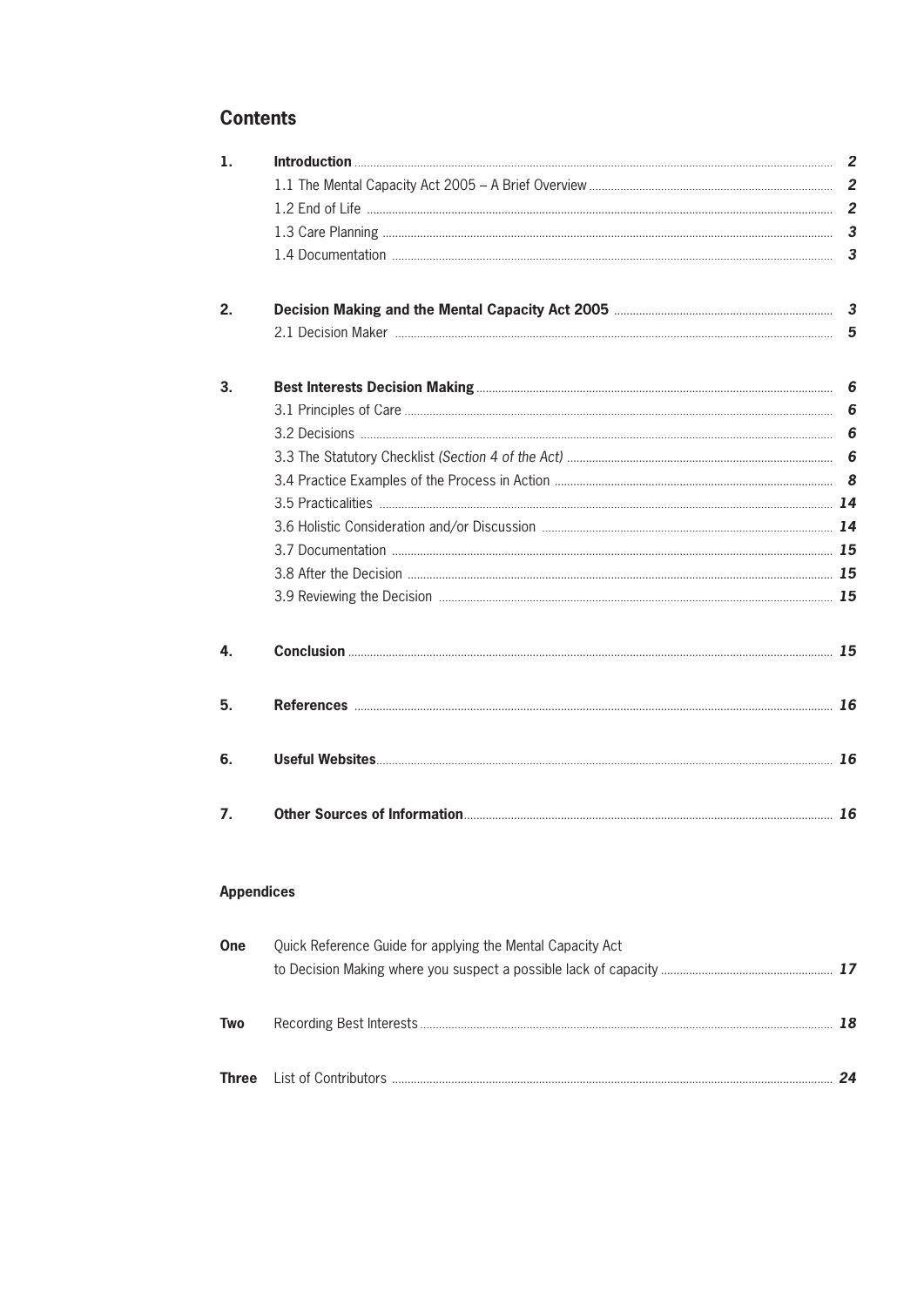## Contents

| | | |
|---|---|---|
| **1.** | **Introduction** | **2** |
| | 1.1 The Mental Capacity Act 2005 – A Brief Overview | **2** |
| | 1.2 End of Life | **2** |
| | 1.3 Care Planning | **3** |
| | 1.4 Documentation | **3** |
| **2.** | **Decision Making and the Mental Capacity Act 2005** | **3** |
| | 2.1 Decision Maker | **5** |
| **3.** | **Best Interests Decision Making** | **6** |
| | 3.1 Principles of Care | **6** |
| | 3.2 Decisions | **6** |
| | 3.3 The Statutory Checklist *(Section 4 of the Act)* | **6** |
| | 3.4 Practice Examples of the Process in Action | **8** |
| | 3.5 Practicalities | **14** |
| | 3.6 Holistic Consideration and/or Discussion | **14** |
| | 3.7 Documentation | **15** |
| | 3.8 After the Decision | **15** |
| | 3.9 Reviewing the Decision | **15** |
| **4.** | **Conclusion** | **15** |
| **5.** | **References** | **16** |
| **6.** | **Useful Websites** | **16** |
| **7.** | **Other Sources of Information** | **16** |

### Appendices

| | | |
|---|---|---|
| **One** | Quick Reference Guide for applying the Mental Capacity Act to Decision Making where you suspect a possible lack of capacity | **17** |
| **Two** | Recording Best Interests | **18** |
| **Three** | List of Contributors | **24** |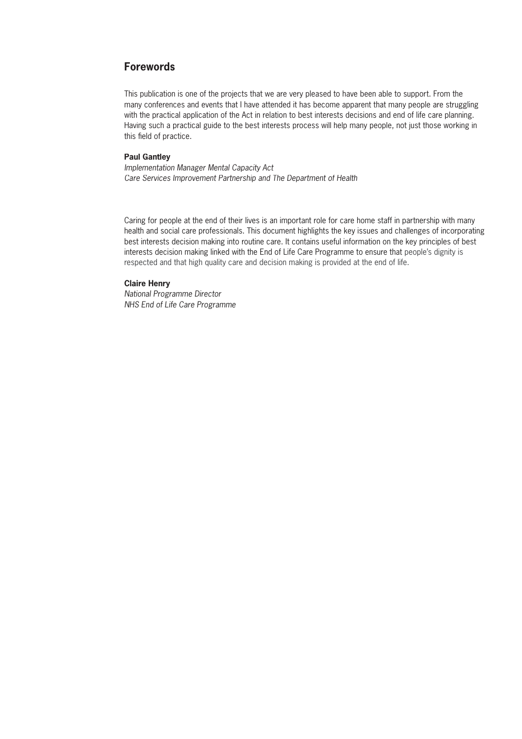## Forewords

This publication is one of the projects that we are very pleased to have been able to support. From the many conferences and events that I have attended it has become apparent that many people are struggling with the practical application of the Act in relation to best interests decisions and end of life care planning. Having such a practical guide to the best interests process will help many people, not just those working in this field of practice.

**Paul Gantley**
*Implementation Manager Mental Capacity Act*
*Care Services Improvement Partnership and The Department of Health*

Caring for people at the end of their lives is an important role for care home staff in partnership with many health and social care professionals. This document highlights the key issues and challenges of incorporating best interests decision making into routine care. It contains useful information on the key principles of best interests decision making linked with the End of Life Care Programme to ensure that people's dignity is respected and that high quality care and decision making is provided at the end of life.

**Claire Henry**
*National Programme Director*
*NHS End of Life Care Programme*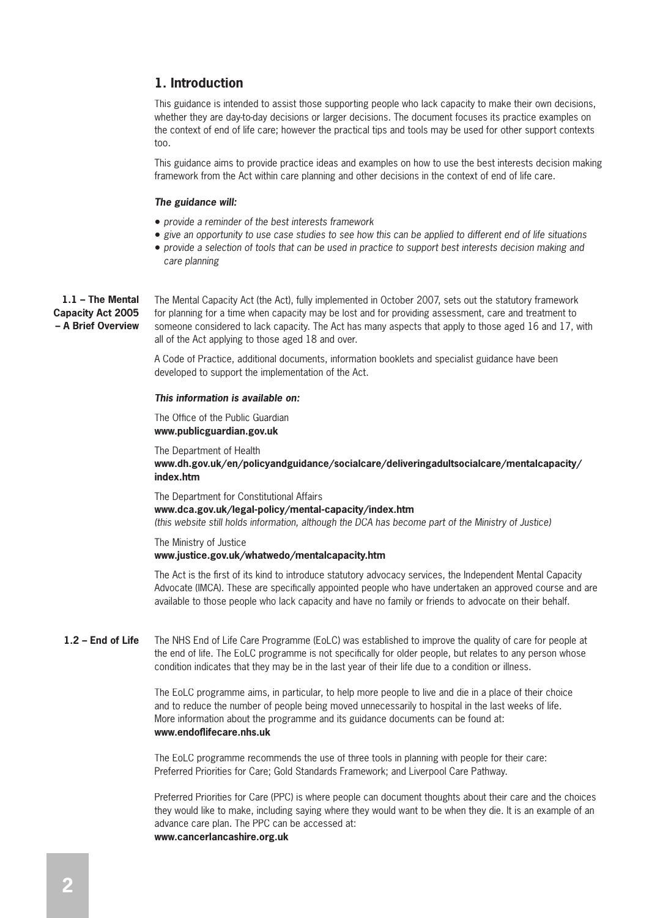## 1. Introduction

This guidance is intended to assist those supporting people who lack capacity to make their own decisions, whether they are day-to-day decisions or larger decisions. The document focuses its practice examples on the context of end of life care; however the practical tips and tools may be used for other support contexts too.

This guidance aims to provide practice ideas and examples on how to use the best interests decision making framework from the Act within care planning and other decisions in the context of end of life care.

***The guidance will:***

- *provide a reminder of the best interests framework*
- *give an opportunity to use case studies to see how this can be applied to different end of life situations*
- *provide a selection of tools that can be used in practice to support best interests decision making and care planning*

### 1.1 – The Mental Capacity Act 2005 – A Brief Overview

The Mental Capacity Act (the Act), fully implemented in October 2007, sets out the statutory framework for planning for a time when capacity may be lost and for providing assessment, care and treatment to someone considered to lack capacity. The Act has many aspects that apply to those aged 16 and 17, with all of the Act applying to those aged 18 and over.

A Code of Practice, additional documents, information booklets and specialist guidance have been developed to support the implementation of the Act.

***This information is available on:***

The Office of the Public Guardian
**www.publicguardian.gov.uk**

The Department of Health
**www.dh.gov.uk/en/policyandguidance/socialcare/deliveringadultsocialcare/mentalcapacity/index.htm**

The Department for Constitutional Affairs
**www.dca.gov.uk/legal-policy/mental-capacity/index.htm**
*(this website still holds information, although the DCA has become part of the Ministry of Justice)*

The Ministry of Justice
**www.justice.gov.uk/whatwedo/mentalcapacity.htm**

The Act is the first of its kind to introduce statutory advocacy services, the Independent Mental Capacity Advocate (IMCA). These are specifically appointed people who have undertaken an approved course and are available to those people who lack capacity and have no family or friends to advocate on their behalf.

### 1.2 – End of Life

The NHS End of Life Care Programme (EoLC) was established to improve the quality of care for people at the end of life. The EoLC programme is not specifically for older people, but relates to any person whose condition indicates that they may be in the last year of their life due to a condition or illness.

The EoLC programme aims, in particular, to help more people to live and die in a place of their choice and to reduce the number of people being moved unnecessarily to hospital in the last weeks of life. More information about the programme and its guidance documents can be found at:
**www.endoflifecare.nhs.uk**

The EoLC programme recommends the use of three tools in planning with people for their care: Preferred Priorities for Care; Gold Standards Framework; and Liverpool Care Pathway.

Preferred Priorities for Care (PPC) is where people can document thoughts about their care and the choices they would like to make, including saying where they would want to be when they die. It is an example of an advance care plan. The PPC can be accessed at:
**www.cancerlancashire.org.uk**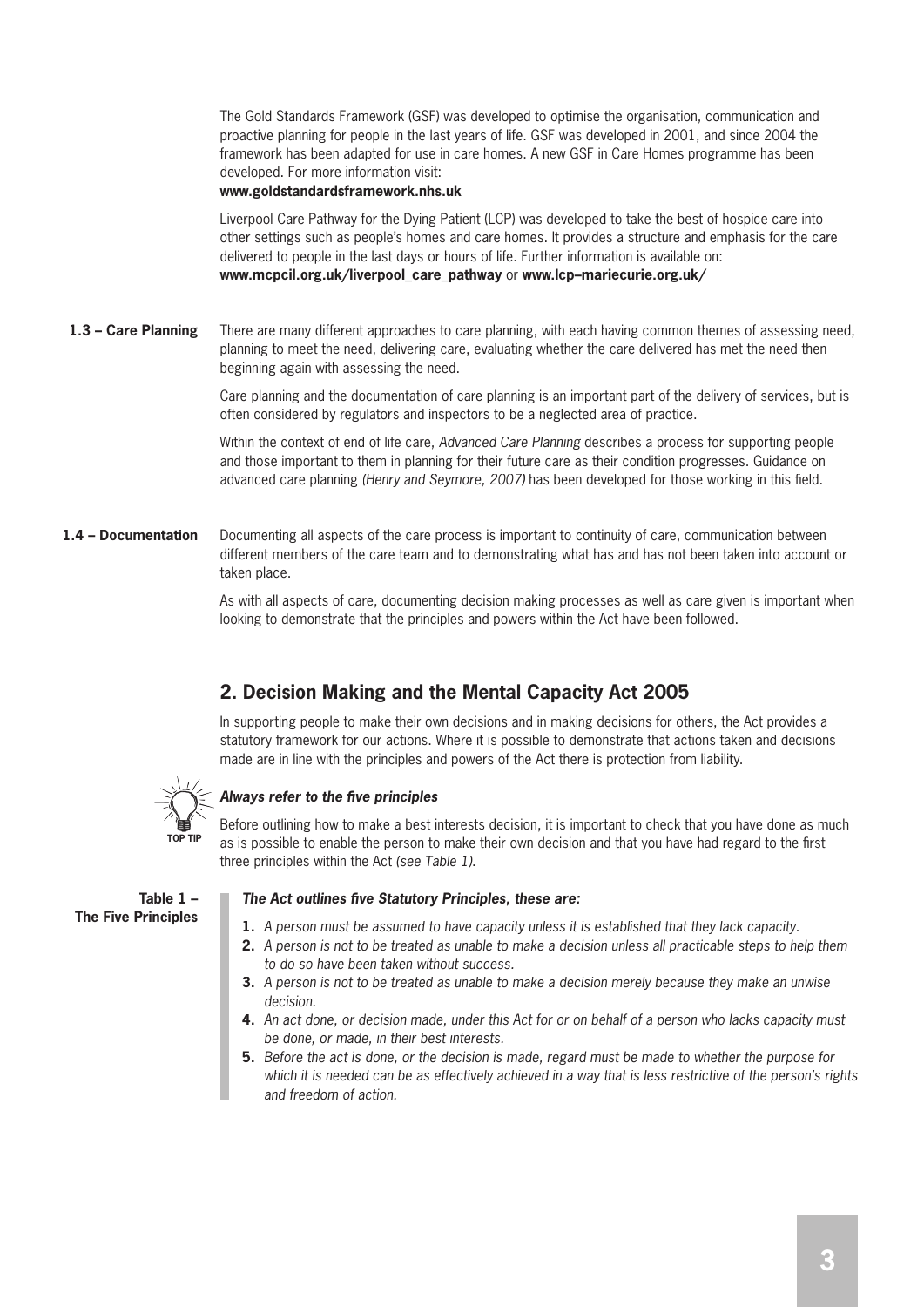The Gold Standards Framework (GSF) was developed to optimise the organisation, communication and proactive planning for people in the last years of life. GSF was developed in 2001, and since 2004 the framework has been adapted for use in care homes. A new GSF in Care Homes programme has been developed. For more information visit:
**www.goldstandardsframework.nhs.uk**

Liverpool Care Pathway for the Dying Patient (LCP) was developed to take the best of hospice care into other settings such as people's homes and care homes. It provides a structure and emphasis for the care delivered to people in the last days or hours of life. Further information is available on:
**www.mcpcil.org.uk/liverpool_care_pathway** or **www.lcp–mariecurie.org.uk/**

### 1.3 – Care Planning

There are many different approaches to care planning, with each having common themes of assessing need, planning to meet the need, delivering care, evaluating whether the care delivered has met the need then beginning again with assessing the need.

Care planning and the documentation of care planning is an important part of the delivery of services, but is often considered by regulators and inspectors to be a neglected area of practice.

Within the context of end of life care, *Advanced Care Planning* describes a process for supporting people and those important to them in planning for their future care as their condition progresses. Guidance on advanced care planning *(Henry and Seymore, 2007)* has been developed for those working in this field.

### 1.4 – Documentation

Documenting all aspects of the care process is important to continuity of care, communication between different members of the care team and to demonstrating what has and has not been taken into account or taken place.

As with all aspects of care, documenting decision making processes as well as care given is important when looking to demonstrate that the principles and powers within the Act have been followed.

## 2. Decision Making and the Mental Capacity Act 2005

In supporting people to make their own decisions and in making decisions for others, the Act provides a statutory framework for our actions. Where it is possible to demonstrate that actions taken and decisions made are in line with the principles and powers of the Act there is protection from liability.

TOP TIP

***Always refer to the five principles***

Before outlining how to make a best interests decision, it is important to check that you have done as much as is possible to enable the person to make their own decision and that you have had regard to the first three principles within the Act *(see Table 1)*.

**Table 1 – The Five Principles**

***The Act outlines five Statutory Principles, these are:***

1. *A person must be assumed to have capacity unless it is established that they lack capacity.*
2. *A person is not to be treated as unable to make a decision unless all practicable steps to help them to do so have been taken without success.*
3. *A person is not to be treated as unable to make a decision merely because they make an unwise decision.*
4. *An act done, or decision made, under this Act for or on behalf of a person who lacks capacity must be done, or made, in their best interests.*
5. *Before the act is done, or the decision is made, regard must be made to whether the purpose for which it is needed can be as effectively achieved in a way that is less restrictive of the person's rights and freedom of action.*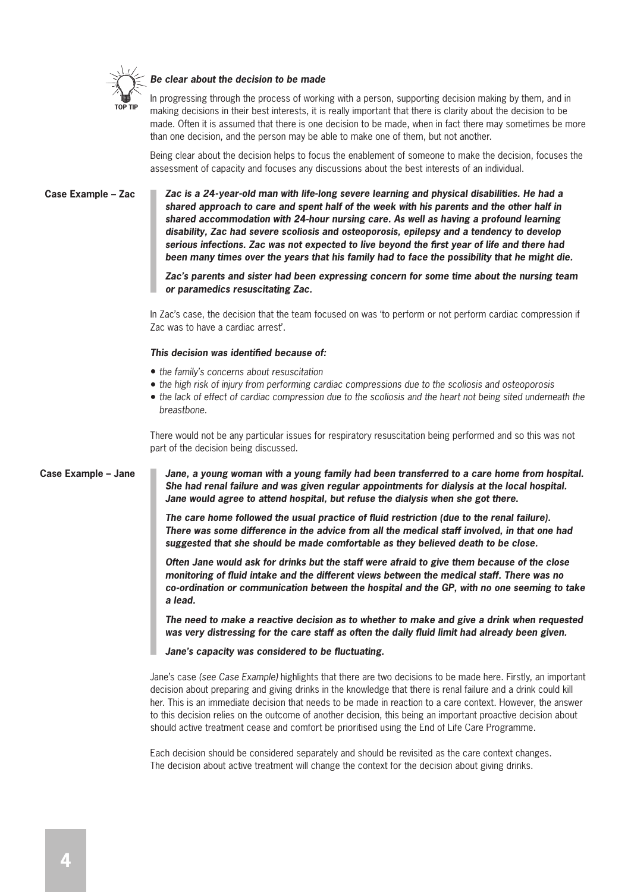TOP TIP

***Be clear about the decision to be made***

In progressing through the process of working with a person, supporting decision making by them, and in making decisions in their best interests, it is really important that there is clarity about the decision to be made. Often it is assumed that there is one decision to be made, when in fact there may sometimes be more than one decision, and the person may be able to make one of them, but not another.

Being clear about the decision helps to focus the enablement of someone to make the decision, focuses the assessment of capacity and focuses any discussions about the best interests of an individual.

**Case Example – Zac**

> ***Zac is a 24-year-old man with life-long severe learning and physical disabilities. He had a shared approach to care and spent half of the week with his parents and the other half in shared accommodation with 24-hour nursing care. As well as having a profound learning disability, Zac had severe scoliosis and osteoporosis, epilepsy and a tendency to develop serious infections. Zac was not expected to live beyond the first year of life and there had been many times over the years that his family had to face the possibility that he might die.***
>
> ***Zac's parents and sister had been expressing concern for some time about the nursing team or paramedics resuscitating Zac.***

In Zac's case, the decision that the team focused on was 'to perform or not perform cardiac compression if Zac was to have a cardiac arrest'.

***This decision was identified because of:***

- *the family's concerns about resuscitation*
- *the high risk of injury from performing cardiac compressions due to the scoliosis and osteoporosis*
- *the lack of effect of cardiac compression due to the scoliosis and the heart not being sited underneath the breastbone.*

There would not be any particular issues for respiratory resuscitation being performed and so this was not part of the decision being discussed.

**Case Example – Jane**

> ***Jane, a young woman with a young family had been transferred to a care home from hospital. She had renal failure and was given regular appointments for dialysis at the local hospital. Jane would agree to attend hospital, but refuse the dialysis when she got there.***
>
> ***The care home followed the usual practice of fluid restriction (due to the renal failure). There was some difference in the advice from all the medical staff involved, in that one had suggested that she should be made comfortable as they believed death to be close.***
>
> ***Often Jane would ask for drinks but the staff were afraid to give them because of the close monitoring of fluid intake and the different views between the medical staff. There was no co-ordination or communication between the hospital and the GP, with no one seeming to take a lead.***
>
> ***The need to make a reactive decision as to whether to make and give a drink when requested was very distressing for the care staff as often the daily fluid limit had already been given.***
>
> ***Jane's capacity was considered to be fluctuating.***

Jane's case *(see Case Example)* highlights that there are two decisions to be made here. Firstly, an important decision about preparing and giving drinks in the knowledge that there is renal failure and a drink could kill her. This is an immediate decision that needs to be made in reaction to a care context. However, the answer to this decision relies on the outcome of another decision, this being an important proactive decision about should active treatment cease and comfort be prioritised using the End of Life Care Programme.

Each decision should be considered separately and should be revisited as the care context changes. The decision about active treatment will change the context for the decision about giving drinks.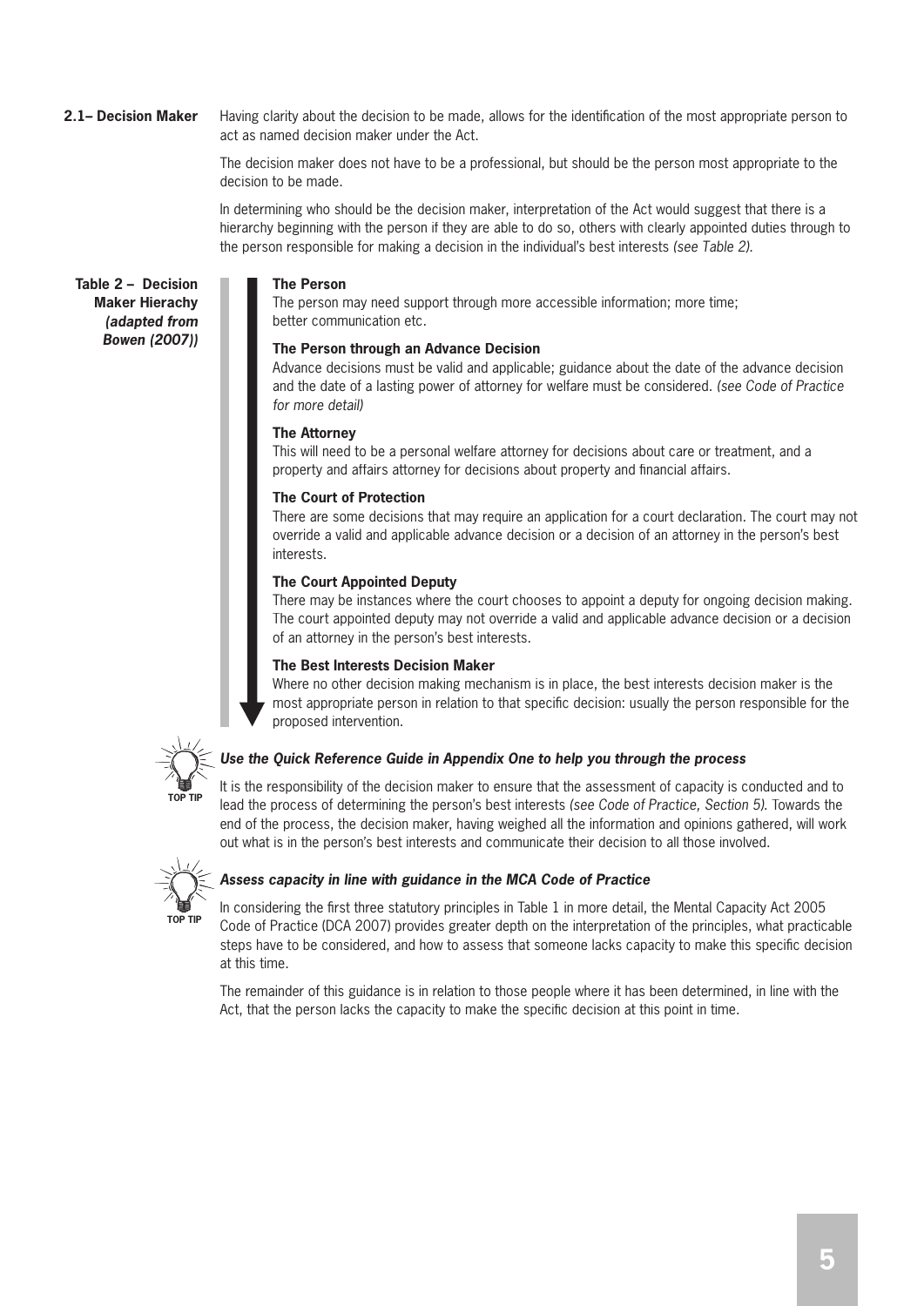## 2.1– Decision Maker

Having clarity about the decision to be made, allows for the identification of the most appropriate person to act as named decision maker under the Act.

The decision maker does not have to be a professional, but should be the person most appropriate to the decision to be made.

In determining who should be the decision maker, interpretation of the Act would suggest that there is a hierarchy beginning with the person if they are able to do so, others with clearly appointed duties through to the person responsible for making a decision in the individual's best interests *(see Table 2)*.

**Table 2 – Decision Maker Hierachy *(adapted from Bowen (2007))***

**The Person**
The person may need support through more accessible information; more time; better communication etc.

**The Person through an Advance Decision**
Advance decisions must be valid and applicable; guidance about the date of the advance decision and the date of a lasting power of attorney for welfare must be considered. *(see Code of Practice for more detail)*

**The Attorney**
This will need to be a personal welfare attorney for decisions about care or treatment, and a property and affairs attorney for decisions about property and financial affairs.

**The Court of Protection**
There are some decisions that may require an application for a court declaration. The court may not override a valid and applicable advance decision or a decision of an attorney in the person's best interests.

**The Court Appointed Deputy**
There may be instances where the court chooses to appoint a deputy for ongoing decision making. The court appointed deputy may not override a valid and applicable advance decision or a decision of an attorney in the person's best interests.

**The Best Interests Decision Maker**
Where no other decision making mechanism is in place, the best interests decision maker is the most appropriate person in relation to that specific decision: usually the person responsible for the proposed intervention.

TOP TIP

***Use the Quick Reference Guide in Appendix One to help you through the process***

It is the responsibility of the decision maker to ensure that the assessment of capacity is conducted and to lead the process of determining the person's best interests *(see Code of Practice, Section 5)*. Towards the end of the process, the decision maker, having weighed all the information and opinions gathered, will work out what is in the person's best interests and communicate their decision to all those involved.

TOP TIP

***Assess capacity in line with guidance in the MCA Code of Practice***

In considering the first three statutory principles in Table 1 in more detail, the Mental Capacity Act 2005 Code of Practice (DCA 2007) provides greater depth on the interpretation of the principles, what practicable steps have to be considered, and how to assess that someone lacks capacity to make this specific decision at this time.

The remainder of this guidance is in relation to those people where it has been determined, in line with the Act, that the person lacks the capacity to make the specific decision at this point in time.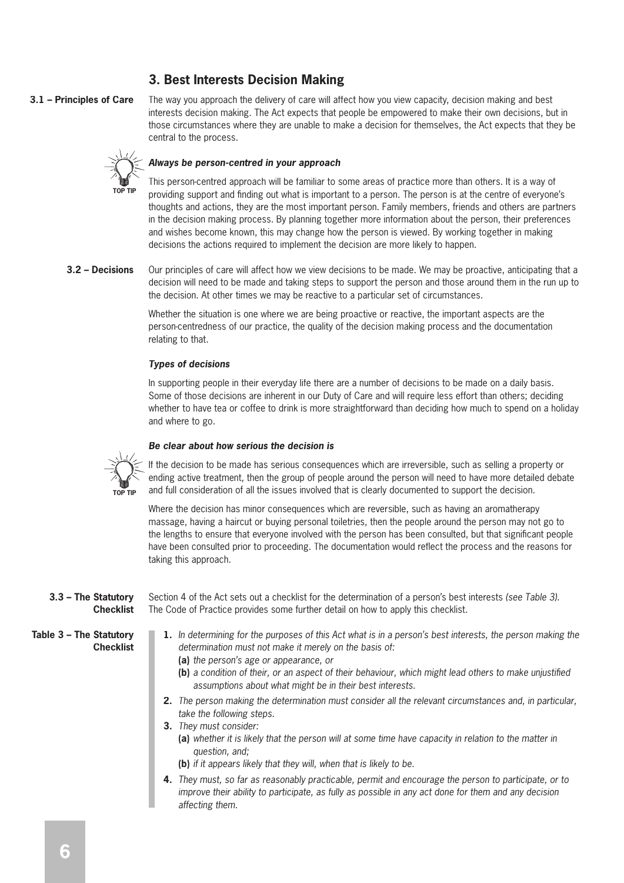## 3. Best Interests Decision Making

**3.1 – Principles of Care**

The way you approach the delivery of care will affect how you view capacity, decision making and best interests decision making. The Act expects that people be empowered to make their own decisions, but in those circumstances where they are unable to make a decision for themselves, the Act expects that they be central to the process.

TOP TIP

***Always be person-centred in your approach***

This person-centred approach will be familiar to some areas of practice more than others. It is a way of providing support and finding out what is important to a person. The person is at the centre of everyone's thoughts and actions, they are the most important person. Family members, friends and others are partners in the decision making process. By planning together more information about the person, their preferences and wishes become known, this may change how the person is viewed. By working together in making decisions the actions required to implement the decision are more likely to happen.

**3.2 – Decisions**

Our principles of care will affect how we view decisions to be made. We may be proactive, anticipating that a decision will need to be made and taking steps to support the person and those around them in the run up to the decision. At other times we may be reactive to a particular set of circumstances.

Whether the situation is one where we are being proactive or reactive, the important aspects are the person-centredness of our practice, the quality of the decision making process and the documentation relating to that.

***Types of decisions***

In supporting people in their everyday life there are a number of decisions to be made on a daily basis. Some of those decisions are inherent in our Duty of Care and will require less effort than others; deciding whether to have tea or coffee to drink is more straightforward than deciding how much to spend on a holiday and where to go.

TOP TIP

***Be clear about how serious the decision is***

If the decision to be made has serious consequences which are irreversible, such as selling a property or ending active treatment, then the group of people around the person will need to have more detailed debate and full consideration of all the issues involved that is clearly documented to support the decision.

Where the decision has minor consequences which are reversible, such as having an aromatherapy massage, having a haircut or buying personal toiletries, then the people around the person may not go to the lengths to ensure that everyone involved with the person has been consulted, but that significant people have been consulted prior to proceeding. The documentation would reflect the process and the reasons for taking this approach.

**3.3 – The Statutory Checklist**

Section 4 of the Act sets out a checklist for the determination of a person's best interests *(see Table 3).* The Code of Practice provides some further detail on how to apply this checklist.

**Table 3 – The Statutory Checklist**

1. *In determining for the purposes of this Act what is in a person's best interests, the person making the determination must not make it merely on the basis of:*
   - **(a)** *the person's age or appearance, or*
   - **(b)** *a condition of their, or an aspect of their behaviour, which might lead others to make unjustified assumptions about what might be in their best interests.*
2. *The person making the determination must consider all the relevant circumstances and, in particular, take the following steps.*
3. *They must consider:*
   - **(a)** *whether it is likely that the person will at some time have capacity in relation to the matter in question, and;*
   - **(b)** *if it appears likely that they will, when that is likely to be.*
4. *They must, so far as reasonably practicable, permit and encourage the person to participate, or to improve their ability to participate, as fully as possible in any act done for them and any decision affecting them.*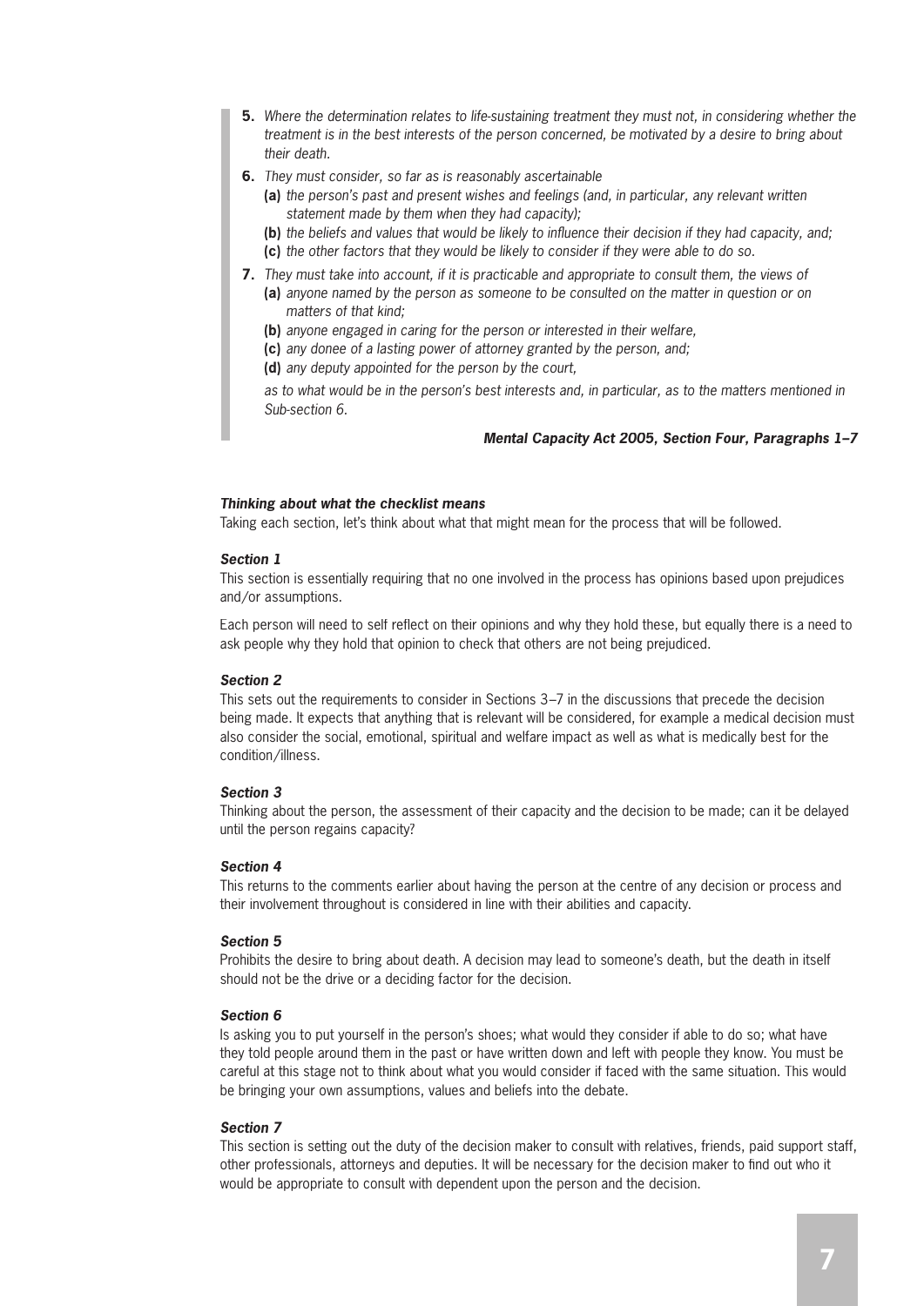*5. Where the determination relates to life-sustaining treatment they must not, in considering whether the treatment is in the best interests of the person concerned, be motivated by a desire to bring about their death.*

*6. They must consider, so far as is reasonably ascertainable*

*(a) the person's past and present wishes and feelings (and, in particular, any relevant written statement made by them when they had capacity);*

*(b) the beliefs and values that would be likely to influence their decision if they had capacity, and;*

*(c) the other factors that they would be likely to consider if they were able to do so.*

*7. They must take into account, if it is practicable and appropriate to consult them, the views of*

*(a) anyone named by the person as someone to be consulted on the matter in question or on matters of that kind;*

*(b) anyone engaged in caring for the person or interested in their welfare,*

*(c) any donee of a lasting power of attorney granted by the person, and;*

*(d) any deputy appointed for the person by the court,*

*as to what would be in the person's best interests and, in particular, as to the matters mentioned in Sub-section 6.*

***Mental Capacity Act 2005, Section Four, Paragraphs 1–7***

***Thinking about what the checklist means***

Taking each section, let's think about what that might mean for the process that will be followed.

***Section 1***

This section is essentially requiring that no one involved in the process has opinions based upon prejudices and/or assumptions.

Each person will need to self reflect on their opinions and why they hold these, but equally there is a need to ask people why they hold that opinion to check that others are not being prejudiced.

***Section 2***

This sets out the requirements to consider in Sections 3–7 in the discussions that precede the decision being made. It expects that anything that is relevant will be considered, for example a medical decision must also consider the social, emotional, spiritual and welfare impact as well as what is medically best for the condition/illness.

***Section 3***

Thinking about the person, the assessment of their capacity and the decision to be made; can it be delayed until the person regains capacity?

***Section 4***

This returns to the comments earlier about having the person at the centre of any decision or process and their involvement throughout is considered in line with their abilities and capacity.

***Section 5***

Prohibits the desire to bring about death. A decision may lead to someone's death, but the death in itself should not be the drive or a deciding factor for the decision.

***Section 6***

Is asking you to put yourself in the person's shoes; what would they consider if able to do so; what have they told people around them in the past or have written down and left with people they know. You must be careful at this stage not to think about what you would consider if faced with the same situation. This would be bringing your own assumptions, values and beliefs into the debate.

***Section 7***

This section is setting out the duty of the decision maker to consult with relatives, friends, paid support staff, other professionals, attorneys and deputies. It will be necessary for the decision maker to find out who it would be appropriate to consult with dependent upon the person and the decision.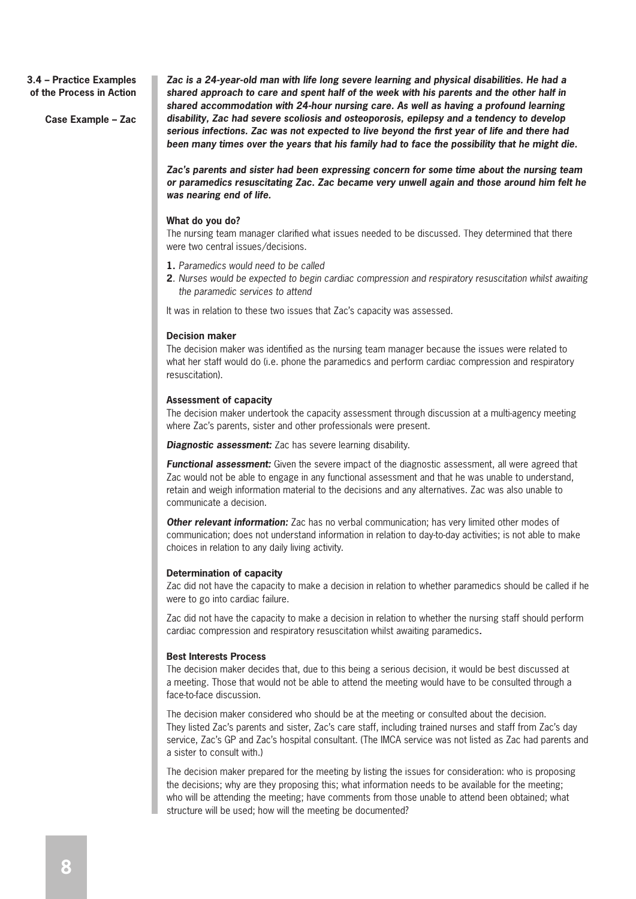## 3.4 – Practice Examples of the Process in Action

### Case Example – Zac

***Zac is a 24-year-old man with life long severe learning and physical disabilities. He had a shared approach to care and spent half of the week with his parents and the other half in shared accommodation with 24-hour nursing care. As well as having a profound learning disability, Zac had severe scoliosis and osteoporosis, epilepsy and a tendency to develop serious infections. Zac was not expected to live beyond the first year of life and there had been many times over the years that his family had to face the possibility that he might die.***

***Zac's parents and sister had been expressing concern for some time about the nursing team or paramedics resuscitating Zac. Zac became very unwell again and those around him felt he was nearing end of life.***

**What do you do?**

The nursing team manager clarified what issues needed to be discussed. They determined that there were two central issues/decisions.

1. *Paramedics would need to be called*
2. *Nurses would be expected to begin cardiac compression and respiratory resuscitation whilst awaiting the paramedic services to attend*

It was in relation to these two issues that Zac's capacity was assessed.

**Decision maker**

The decision maker was identified as the nursing team manager because the issues were related to what her staff would do (i.e. phone the paramedics and perform cardiac compression and respiratory resuscitation).

**Assessment of capacity**

The decision maker undertook the capacity assessment through discussion at a multi-agency meeting where Zac's parents, sister and other professionals were present.

***Diagnostic assessment:*** Zac has severe learning disability.

***Functional assessment:*** Given the severe impact of the diagnostic assessment, all were agreed that Zac would not be able to engage in any functional assessment and that he was unable to understand, retain and weigh information material to the decisions and any alternatives. Zac was also unable to communicate a decision.

***Other relevant information:*** Zac has no verbal communication; has very limited other modes of communication; does not understand information in relation to day-to-day activities; is not able to make choices in relation to any daily living activity.

**Determination of capacity**

Zac did not have the capacity to make a decision in relation to whether paramedics should be called if he were to go into cardiac failure.

Zac did not have the capacity to make a decision in relation to whether the nursing staff should perform cardiac compression and respiratory resuscitation whilst awaiting paramedics.

**Best Interests Process**

The decision maker decides that, due to this being a serious decision, it would be best discussed at a meeting. Those that would not be able to attend the meeting would have to be consulted through a face-to-face discussion.

The decision maker considered who should be at the meeting or consulted about the decision. They listed Zac's parents and sister, Zac's care staff, including trained nurses and staff from Zac's day service, Zac's GP and Zac's hospital consultant. (The IMCA service was not listed as Zac had parents and a sister to consult with.)

The decision maker prepared for the meeting by listing the issues for consideration: who is proposing the decisions; why are they proposing this; what information needs to be available for the meeting; who will be attending the meeting; have comments from those unable to attend been obtained; what structure will be used; how will the meeting be documented?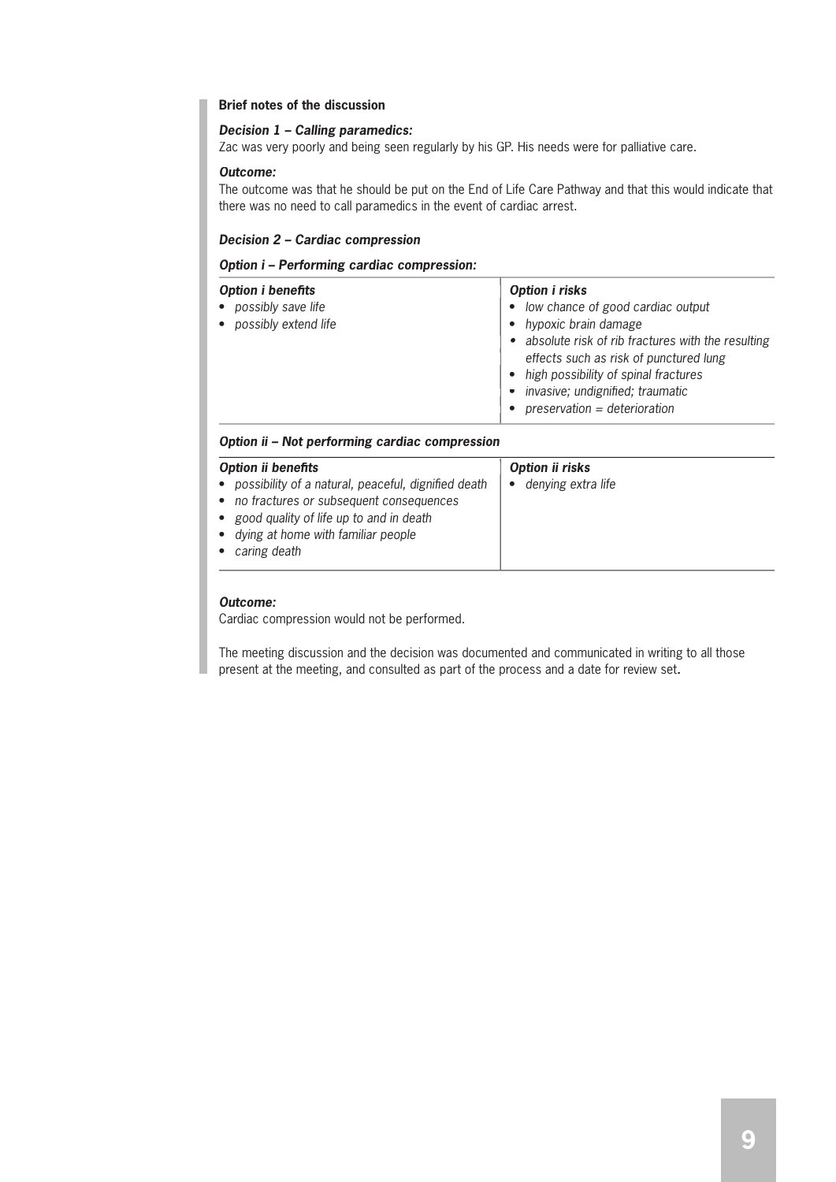**Brief notes of the discussion**

***Decision 1 – Calling paramedics:***

Zac was very poorly and being seen regularly by his GP. His needs were for palliative care.

***Outcome:***

The outcome was that he should be put on the End of Life Care Pathway and that this would indicate that there was no need to call paramedics in the event of cardiac arrest.

***Decision 2 – Cardiac compression***

***Option i – Performing cardiac compression:***

| ***Option i benefits*** | ***Option i risks*** |
|---|---|
| • *possibly save life*<br>• *possibly extend life* | • *low chance of good cardiac output*<br>• *hypoxic brain damage*<br>• *absolute risk of rib fractures with the resulting effects such as risk of punctured lung*<br>• *high possibility of spinal fractures*<br>• *invasive; undignified; traumatic*<br>• *preservation = deterioration* |

***Option ii – Not performing cardiac compression***

| ***Option ii benefits*** | ***Option ii risks*** |
|---|---|
| • *possibility of a natural, peaceful, dignified death*<br>• *no fractures or subsequent consequences*<br>• *good quality of life up to and in death*<br>• *dying at home with familiar people*<br>• *caring death* | • *denying extra life* |

***Outcome:***

Cardiac compression would not be performed.

The meeting discussion and the decision was documented and communicated in writing to all those present at the meeting, and consulted as part of the process and a date for review set.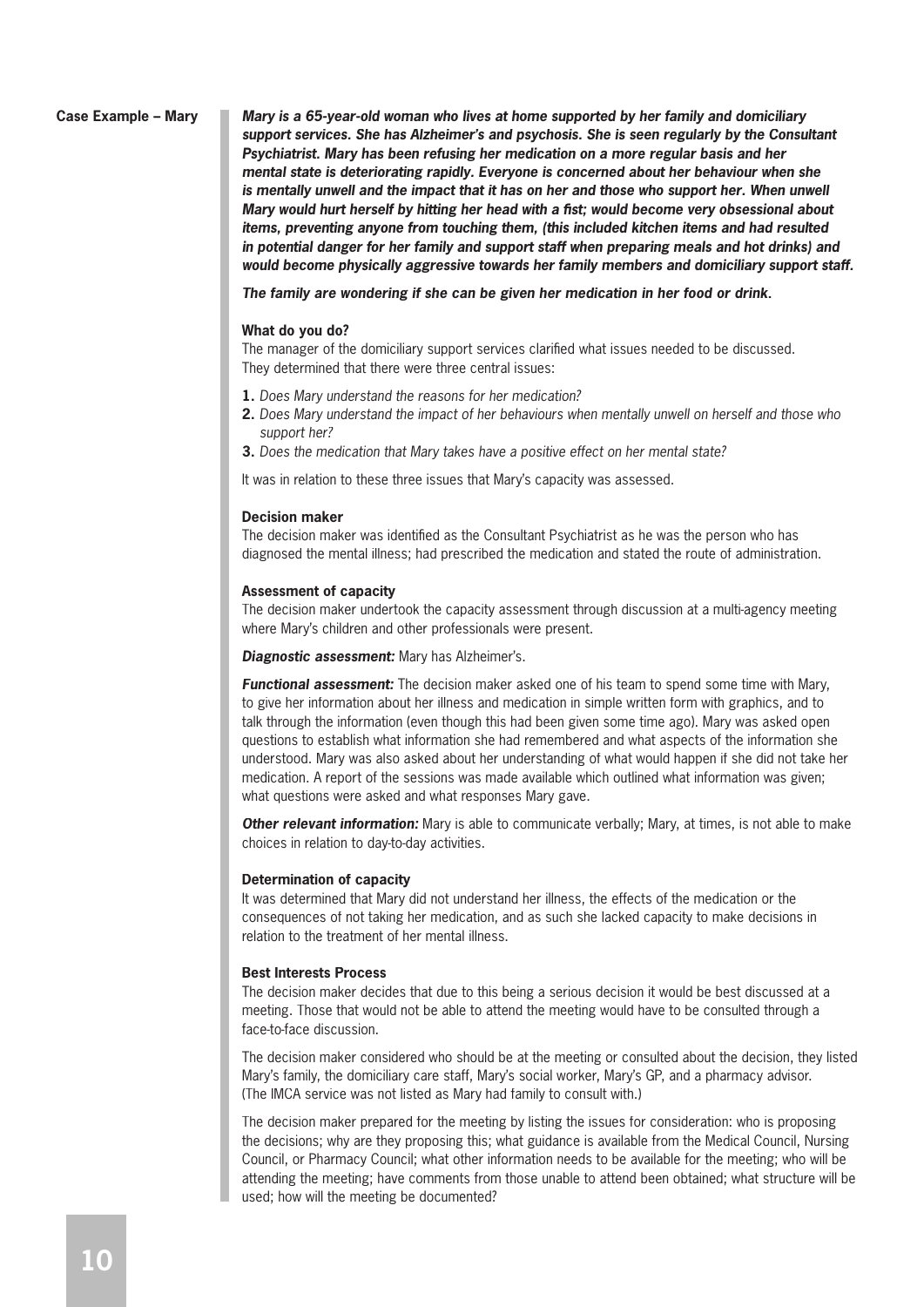**Case Example – Mary**

***Mary is a 65-year-old woman who lives at home supported by her family and domiciliary support services. She has Alzheimer's and psychosis. She is seen regularly by the Consultant Psychiatrist. Mary has been refusing her medication on a more regular basis and her mental state is deteriorating rapidly. Everyone is concerned about her behaviour when she is mentally unwell and the impact that it has on her and those who support her. When unwell Mary would hurt herself by hitting her head with a fist; would become very obsessional about items, preventing anyone from touching them, (this included kitchen items and had resulted in potential danger for her family and support staff when preparing meals and hot drinks) and would become physically aggressive towards her family members and domiciliary support staff.***

***The family are wondering if she can be given her medication in her food or drink.***

**What do you do?**

The manager of the domiciliary support services clarified what issues needed to be discussed. They determined that there were three central issues:

1. *Does Mary understand the reasons for her medication?*
2. *Does Mary understand the impact of her behaviours when mentally unwell on herself and those who support her?*
3. *Does the medication that Mary takes have a positive effect on her mental state?*

It was in relation to these three issues that Mary's capacity was assessed.

**Decision maker**

The decision maker was identified as the Consultant Psychiatrist as he was the person who has diagnosed the mental illness; had prescribed the medication and stated the route of administration.

**Assessment of capacity**

The decision maker undertook the capacity assessment through discussion at a multi-agency meeting where Mary's children and other professionals were present.

***Diagnostic assessment:*** Mary has Alzheimer's.

***Functional assessment:*** The decision maker asked one of his team to spend some time with Mary, to give her information about her illness and medication in simple written form with graphics, and to talk through the information (even though this had been given some time ago). Mary was asked open questions to establish what information she had remembered and what aspects of the information she understood. Mary was also asked about her understanding of what would happen if she did not take her medication. A report of the sessions was made available which outlined what information was given; what questions were asked and what responses Mary gave.

***Other relevant information:*** Mary is able to communicate verbally; Mary, at times, is not able to make choices in relation to day-to-day activities.

**Determination of capacity**

It was determined that Mary did not understand her illness, the effects of the medication or the consequences of not taking her medication, and as such she lacked capacity to make decisions in relation to the treatment of her mental illness.

**Best Interests Process**

The decision maker decides that due to this being a serious decision it would be best discussed at a meeting. Those that would not be able to attend the meeting would have to be consulted through a face-to-face discussion.

The decision maker considered who should be at the meeting or consulted about the decision, they listed Mary's family, the domiciliary care staff, Mary's social worker, Mary's GP, and a pharmacy advisor. (The IMCA service was not listed as Mary had family to consult with.)

The decision maker prepared for the meeting by listing the issues for consideration: who is proposing the decisions; why are they proposing this; what guidance is available from the Medical Council, Nursing Council, or Pharmacy Council; what other information needs to be available for the meeting; who will be attending the meeting; have comments from those unable to attend been obtained; what structure will be used; how will the meeting be documented?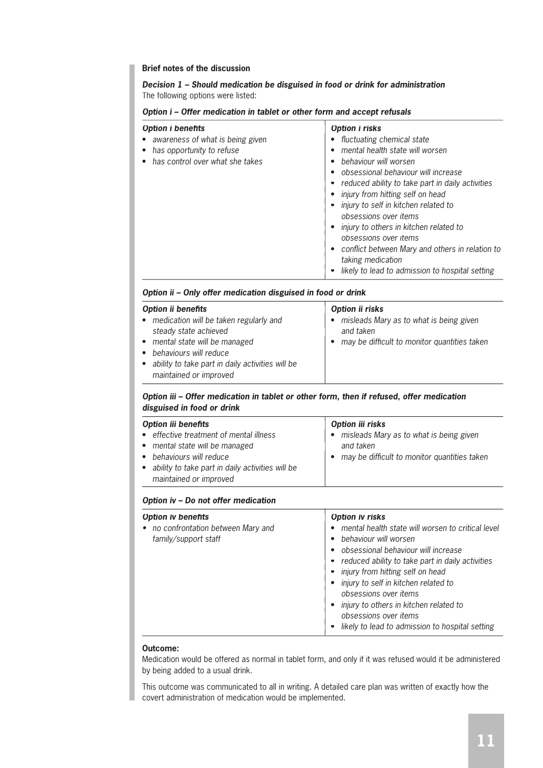**Brief notes of the discussion**

***Decision 1 – Should medication be disguised in food or drink for administration***

The following options were listed:

***Option i – Offer medication in tablet or other form and accept refusals***

| *Option i benefits* | *Option i risks* |
|---|---|
| • *awareness of what is being given*<br>• *has opportunity to refuse*<br>• *has control over what she takes* | • *fluctuating chemical state*<br>• *mental health state will worsen*<br>• *behaviour will worsen*<br>• *obsessional behaviour will increase*<br>• *reduced ability to take part in daily activities*<br>• *injury from hitting self on head*<br>• *injury to self in kitchen related to obsessions over items*<br>• *injury to others in kitchen related to obsessions over items*<br>• *conflict between Mary and others in relation to taking medication*<br>• *likely to lead to admission to hospital setting* |

***Option ii – Only offer medication disguised in food or drink***

| *Option ii benefits* | *Option ii risks* |
|---|---|
| • *medication will be taken regularly and steady state achieved*<br>• *mental state will be managed*<br>• *behaviours will reduce*<br>• *ability to take part in daily activities will be maintained or improved* | • *misleads Mary as to what is being given and taken*<br>• *may be difficult to monitor quantities taken* |

***Option iii – Offer medication in tablet or other form, then if refused, offer medication disguised in food or drink***

| *Option iii benefits* | *Option iii risks* |
|---|---|
| • *effective treatment of mental illness*<br>• *mental state will be managed*<br>• *behaviours will reduce*<br>• *ability to take part in daily activities will be maintained or improved* | • *misleads Mary as to what is being given and taken*<br>• *may be difficult to monitor quantities taken* |

***Option iv – Do not offer medication***

| *Option iv benefits* | *Option iv risks* |
|---|---|
| • *no confrontation between Mary and family/support staff* | • *mental health state will worsen to critical level*<br>• *behaviour will worsen*<br>• *obsessional behaviour will increase*<br>• *reduced ability to take part in daily activities*<br>• *injury from hitting self on head*<br>• *injury to self in kitchen related to obsessions over items*<br>• *injury to others in kitchen related to obsessions over items*<br>• *likely to lead to admission to hospital setting* |

**Outcome:**

Medication would be offered as normal in tablet form, and only if it was refused would it be administered by being added to a usual drink.

This outcome was communicated to all in writing. A detailed care plan was written of exactly how the covert administration of medication would be implemented.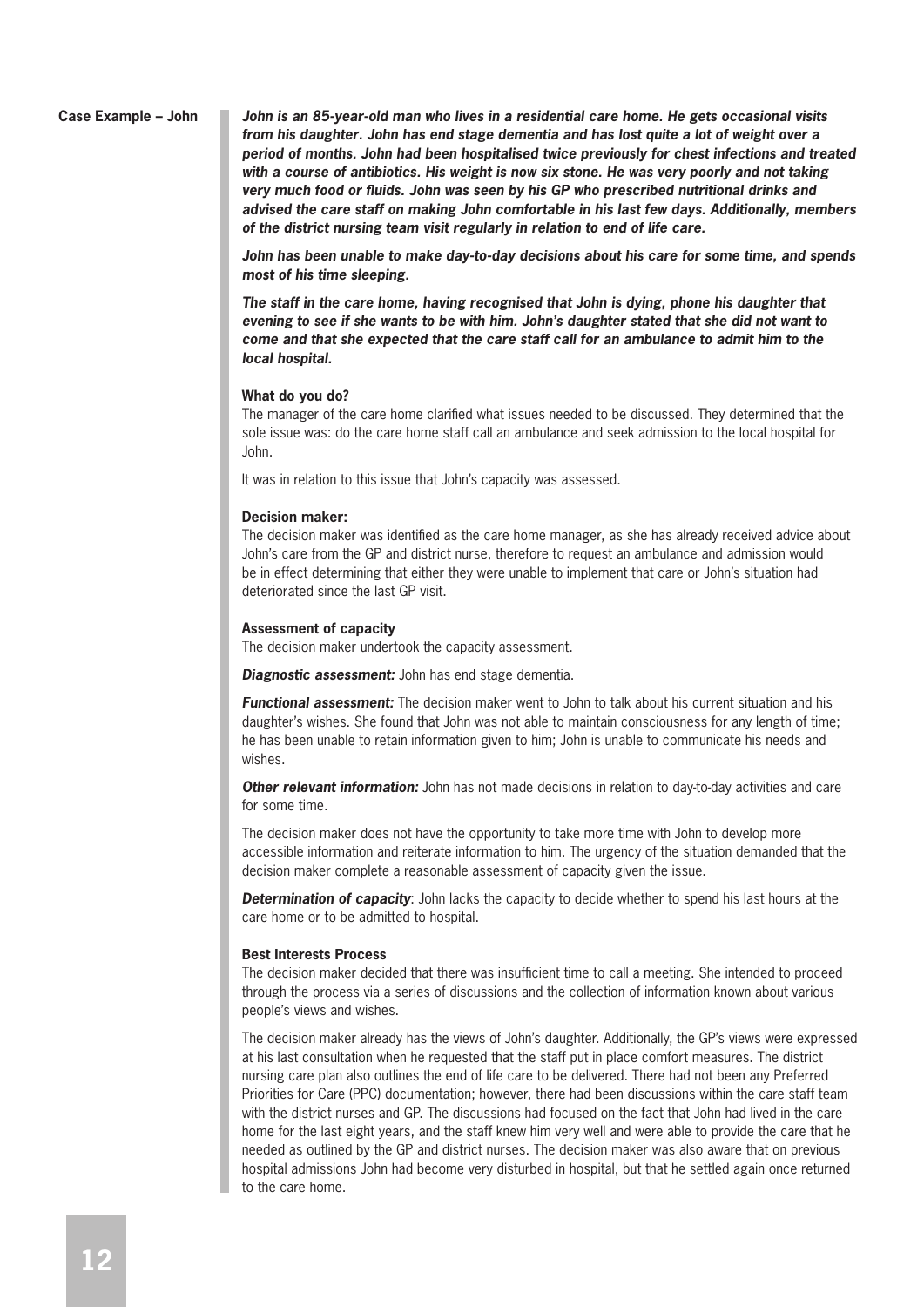**Case Example – John**

***John is an 85-year-old man who lives in a residential care home. He gets occasional visits from his daughter. John has end stage dementia and has lost quite a lot of weight over a period of months. John had been hospitalised twice previously for chest infections and treated with a course of antibiotics. His weight is now six stone. He was very poorly and not taking very much food or fluids. John was seen by his GP who prescribed nutritional drinks and advised the care staff on making John comfortable in his last few days. Additionally, members of the district nursing team visit regularly in relation to end of life care.***

***John has been unable to make day-to-day decisions about his care for some time, and spends most of his time sleeping.***

***The staff in the care home, having recognised that John is dying, phone his daughter that evening to see if she wants to be with him. John's daughter stated that she did not want to come and that she expected that the care staff call for an ambulance to admit him to the local hospital.***

**What do you do?**

The manager of the care home clarified what issues needed to be discussed. They determined that the sole issue was: do the care home staff call an ambulance and seek admission to the local hospital for John.

It was in relation to this issue that John's capacity was assessed.

**Decision maker:**

The decision maker was identified as the care home manager, as she has already received advice about John's care from the GP and district nurse, therefore to request an ambulance and admission would be in effect determining that either they were unable to implement that care or John's situation had deteriorated since the last GP visit.

**Assessment of capacity**

The decision maker undertook the capacity assessment.

***Diagnostic assessment:*** John has end stage dementia.

***Functional assessment:*** The decision maker went to John to talk about his current situation and his daughter's wishes. She found that John was not able to maintain consciousness for any length of time; he has been unable to retain information given to him; John is unable to communicate his needs and wishes.

***Other relevant information:*** John has not made decisions in relation to day-to-day activities and care for some time.

The decision maker does not have the opportunity to take more time with John to develop more accessible information and reiterate information to him. The urgency of the situation demanded that the decision maker complete a reasonable assessment of capacity given the issue.

***Determination of capacity***: John lacks the capacity to decide whether to spend his last hours at the care home or to be admitted to hospital.

**Best Interests Process**

The decision maker decided that there was insufficient time to call a meeting. She intended to proceed through the process via a series of discussions and the collection of information known about various people's views and wishes.

The decision maker already has the views of John's daughter. Additionally, the GP's views were expressed at his last consultation when he requested that the staff put in place comfort measures. The district nursing care plan also outlines the end of life care to be delivered. There had not been any Preferred Priorities for Care (PPC) documentation; however, there had been discussions within the care staff team with the district nurses and GP. The discussions had focused on the fact that John had lived in the care home for the last eight years, and the staff knew him very well and were able to provide the care that he needed as outlined by the GP and district nurses. The decision maker was also aware that on previous hospital admissions John had become very disturbed in hospital, but that he settled again once returned to the care home.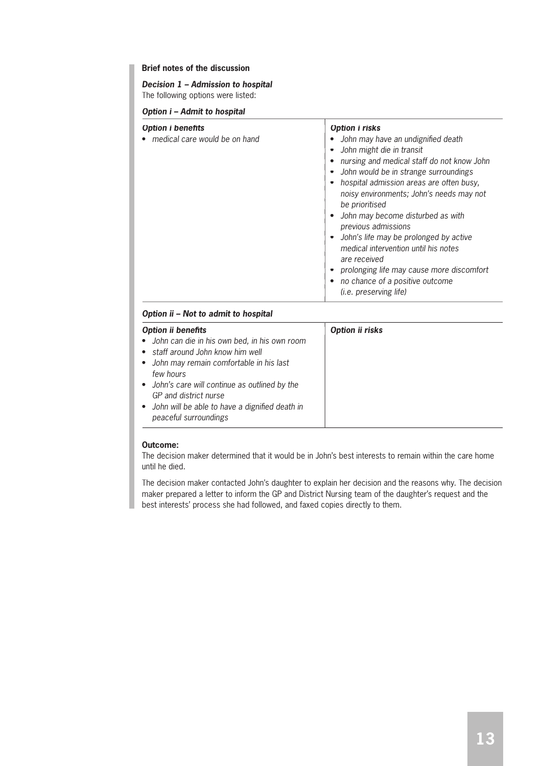**Brief notes of the discussion**

***Decision 1 – Admission to hospital***

The following options were listed:

***Option i – Admit to hospital***

| ***Option i benefits*** | ***Option i risks*** |
| --- | --- |
| • *medical care would be on hand* | • *John may have an undignified death*<br>• *John might die in transit*<br>• *nursing and medical staff do not know John*<br>• *John would be in strange surroundings*<br>• *hospital admission areas are often busy, noisy environments; John's needs may not be prioritised*<br>• *John may become disturbed as with previous admissions*<br>• *John's life may be prolonged by active medical intervention until his notes are received*<br>• *prolonging life may cause more discomfort*<br>• *no chance of a positive outcome (i.e. preserving life)* |

***Option ii – Not to admit to hospital***

| ***Option ii benefits*** | ***Option ii risks*** |
| --- | --- |
| • *John can die in his own bed, in his own room*<br>• *staff around John know him well*<br>• *John may remain comfortable in his last few hours*<br>• *John's care will continue as outlined by the GP and district nurse*<br>• *John will be able to have a dignified death in peaceful surroundings* | |

**Outcome:**

The decision maker determined that it would be in John's best interests to remain within the care home until he died.

The decision maker contacted John's daughter to explain her decision and the reasons why. The decision maker prepared a letter to inform the GP and District Nursing team of the daughter's request and the best interests' process she had followed, and faxed copies directly to them.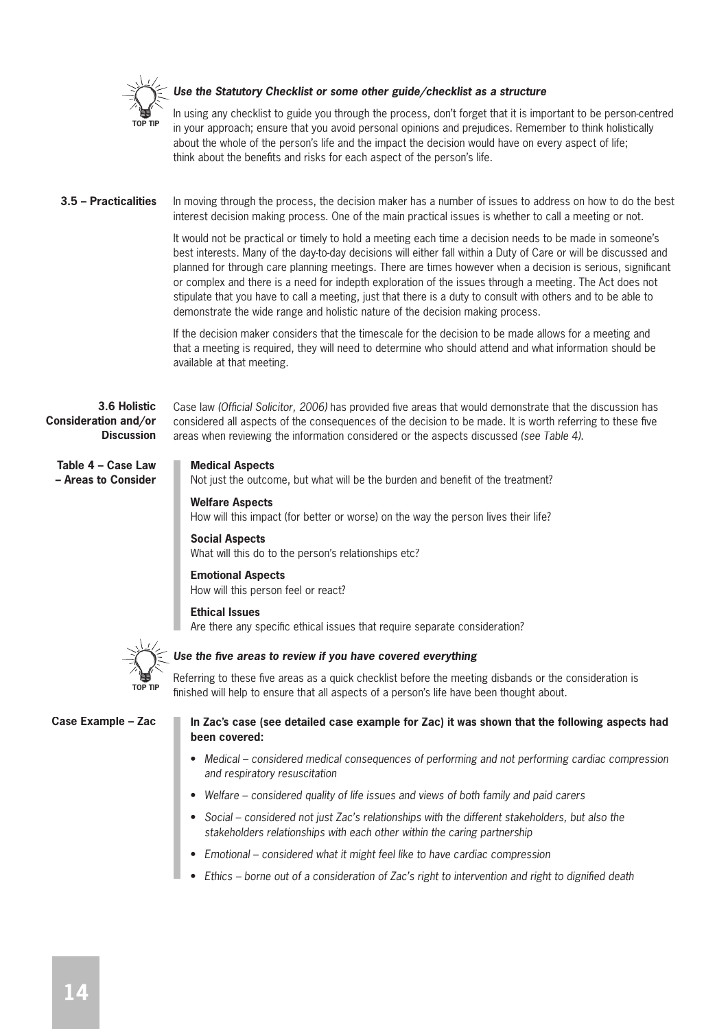**TOP TIP**

***Use the Statutory Checklist or some other guide/checklist as a structure***

In using any checklist to guide you through the process, don't forget that it is important to be person-centred in your approach; ensure that you avoid personal opinions and prejudices. Remember to think holistically about the whole of the person's life and the impact the decision would have on every aspect of life; think about the benefits and risks for each aspect of the person's life.

### 3.5 – Practicalities

In moving through the process, the decision maker has a number of issues to address on how to do the best interest decision making process. One of the main practical issues is whether to call a meeting or not.

It would not be practical or timely to hold a meeting each time a decision needs to be made in someone's best interests. Many of the day-to-day decisions will either fall within a Duty of Care or will be discussed and planned for through care planning meetings. There are times however when a decision is serious, significant or complex and there is a need for indepth exploration of the issues through a meeting. The Act does not stipulate that you have to call a meeting, just that there is a duty to consult with others and to be able to demonstrate the wide range and holistic nature of the decision making process.

If the decision maker considers that the timescale for the decision to be made allows for a meeting and that a meeting is required, they will need to determine who should attend and what information should be available at that meeting.

### 3.6 Holistic Consideration and/or Discussion

Case law *(Official Solicitor, 2006)* has provided five areas that would demonstrate that the discussion has considered all aspects of the consequences of the decision to be made. It is worth referring to these five areas when reviewing the information considered or the aspects discussed *(see Table 4)*.

**Table 4 – Case Law – Areas to Consider**

**Medical Aspects**
Not just the outcome, but what will be the burden and benefit of the treatment?

**Welfare Aspects**
How will this impact (for better or worse) on the way the person lives their life?

**Social Aspects**
What will this do to the person's relationships etc?

**Emotional Aspects**
How will this person feel or react?

**Ethical Issues**
Are there any specific ethical issues that require separate consideration?

**TOP TIP**

***Use the five areas to review if you have covered everything***

Referring to these five areas as a quick checklist before the meeting disbands or the consideration is finished will help to ensure that all aspects of a person's life have been thought about.

**Case Example – Zac**

**In Zac's case (see detailed case example for Zac) it was shown that the following aspects had been covered:**

- *Medical – considered medical consequences of performing and not performing cardiac compression and respiratory resuscitation*
- *Welfare – considered quality of life issues and views of both family and paid carers*
- *Social – considered not just Zac's relationships with the different stakeholders, but also the stakeholders relationships with each other within the caring partnership*
- *Emotional – considered what it might feel like to have cardiac compression*
- *Ethics – borne out of a consideration of Zac's right to intervention and right to dignified death*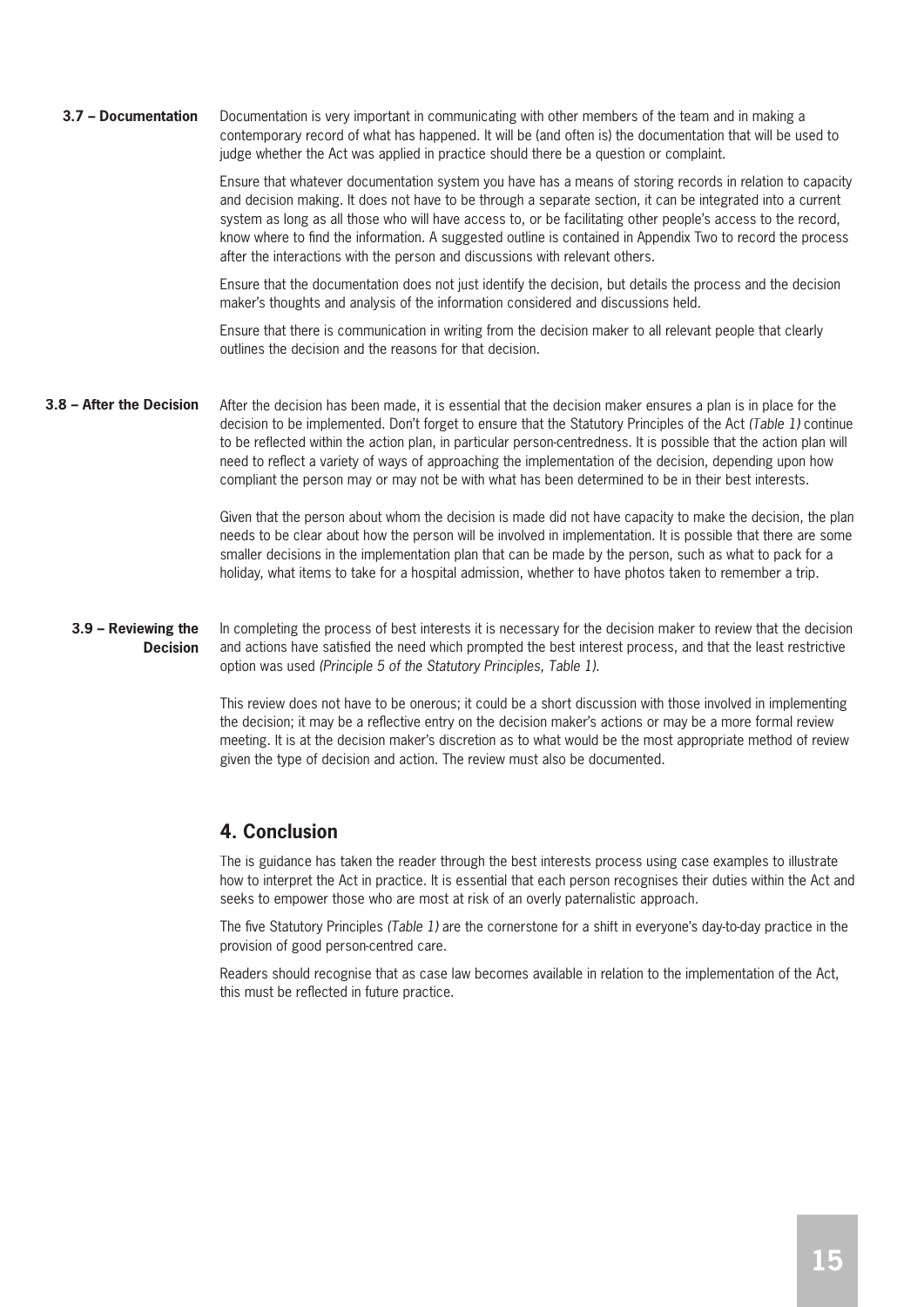### 3.7 – Documentation

Documentation is very important in communicating with other members of the team and in making a contemporary record of what has happened. It will be (and often is) the documentation that will be used to judge whether the Act was applied in practice should there be a question or complaint.

Ensure that whatever documentation system you have has a means of storing records in relation to capacity and decision making. It does not have to be through a separate section, it can be integrated into a current system as long as all those who will have access to, or be facilitating other people's access to the record, know where to find the information. A suggested outline is contained in Appendix Two to record the process after the interactions with the person and discussions with relevant others.

Ensure that the documentation does not just identify the decision, but details the process and the decision maker's thoughts and analysis of the information considered and discussions held.

Ensure that there is communication in writing from the decision maker to all relevant people that clearly outlines the decision and the reasons for that decision.

### 3.8 – After the Decision

After the decision has been made, it is essential that the decision maker ensures a plan is in place for the decision to be implemented. Don't forget to ensure that the Statutory Principles of the Act *(Table 1)* continue to be reflected within the action plan, in particular person-centredness. It is possible that the action plan will need to reflect a variety of ways of approaching the implementation of the decision, depending upon how compliant the person may or may not be with what has been determined to be in their best interests.

Given that the person about whom the decision is made did not have capacity to make the decision, the plan needs to be clear about how the person will be involved in implementation. It is possible that there are some smaller decisions in the implementation plan that can be made by the person, such as what to pack for a holiday, what items to take for a hospital admission, whether to have photos taken to remember a trip.

### 3.9 – Reviewing the Decision

In completing the process of best interests it is necessary for the decision maker to review that the decision and actions have satisfied the need which prompted the best interest process, and that the least restrictive option was used *(Principle 5 of the Statutory Principles, Table 1).*

This review does not have to be onerous; it could be a short discussion with those involved in implementing the decision; it may be a reflective entry on the decision maker's actions or may be a more formal review meeting. It is at the decision maker's discretion as to what would be the most appropriate method of review given the type of decision and action. The review must also be documented.

## 4. Conclusion

The is guidance has taken the reader through the best interests process using case examples to illustrate how to interpret the Act in practice. It is essential that each person recognises their duties within the Act and seeks to empower those who are most at risk of an overly paternalistic approach.

The five Statutory Principles *(Table 1)* are the cornerstone for a shift in everyone's day-to-day practice in the provision of good person-centred care.

Readers should recognise that as case law becomes available in relation to the implementation of the Act, this must be reflected in future practice.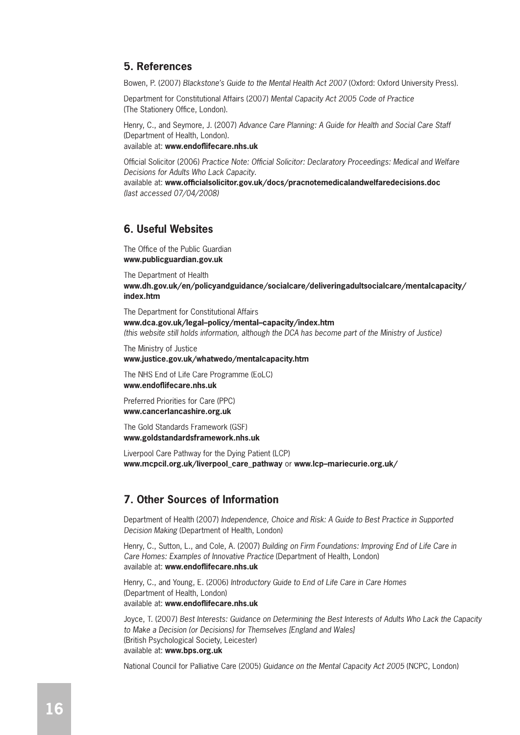## 5. References

Bowen, P. (2007) *Blackstone's Guide to the Mental Health Act 2007* (Oxford: Oxford University Press).

Department for Constitutional Affairs (2007) *Mental Capacity Act 2005 Code of Practice* (The Stationery Office, London).

Henry, C., and Seymore, J. (2007) *Advance Care Planning: A Guide for Health and Social Care Staff* (Department of Health, London).
available at: **www.endoflifecare.nhs.uk**

Official Solicitor (2006) *Practice Note: Official Solicitor: Declaratory Proceedings: Medical and Welfare Decisions for Adults Who Lack Capacity*.
available at: **www.officialsolicitor.gov.uk/docs/pracnotemedicalandwelfaredecisions.doc**
*(last accessed 07/04/2008)*

## 6. Useful Websites

The Office of the Public Guardian
**www.publicguardian.gov.uk**

The Department of Health
**www.dh.gov.uk/en/policyandguidance/socialcare/deliveringadultsocialcare/mentalcapacity/index.htm**

The Department for Constitutional Affairs
**www.dca.gov.uk/legal–policy/mental–capacity/index.htm**
*(this website still holds information, although the DCA has become part of the Ministry of Justice)*

The Ministry of Justice
**www.justice.gov.uk/whatwedo/mentalcapacity.htm**

The NHS End of Life Care Programme (EoLC)
**www.endoflifecare.nhs.uk**

Preferred Priorities for Care (PPC)
**www.cancerlancashire.org.uk**

The Gold Standards Framework (GSF)
**www.goldstandardsframework.nhs.uk**

Liverpool Care Pathway for the Dying Patient (LCP)
**www.mcpcil.org.uk/liverpool_care_pathway** or **www.lcp–mariecurie.org.uk/**

## 7. Other Sources of Information

Department of Health (2007) *Independence, Choice and Risk: A Guide to Best Practice in Supported Decision Making* (Department of Health, London)

Henry, C., Sutton, L., and Cole, A. (2007) *Building on Firm Foundations: Improving End of Life Care in Care Homes: Examples of Innovative Practice* (Department of Health, London)
available at: **www.endoflifecare.nhs.uk**

Henry, C., and Young, E. (2006) *Introductory Guide to End of Life Care in Care Homes* (Department of Health, London)
available at: **www.endoflifecare.nhs.uk**

Joyce, T. (2007) *Best Interests: Guidance on Determining the Best Interests of Adults Who Lack the Capacity to Make a Decision (or Decisions) for Themselves [England and Wales]* (British Psychological Society, Leicester)
available at: **www.bps.org.uk**

National Council for Palliative Care (2005) *Guidance on the Mental Capacity Act 2005* (NCPC, London)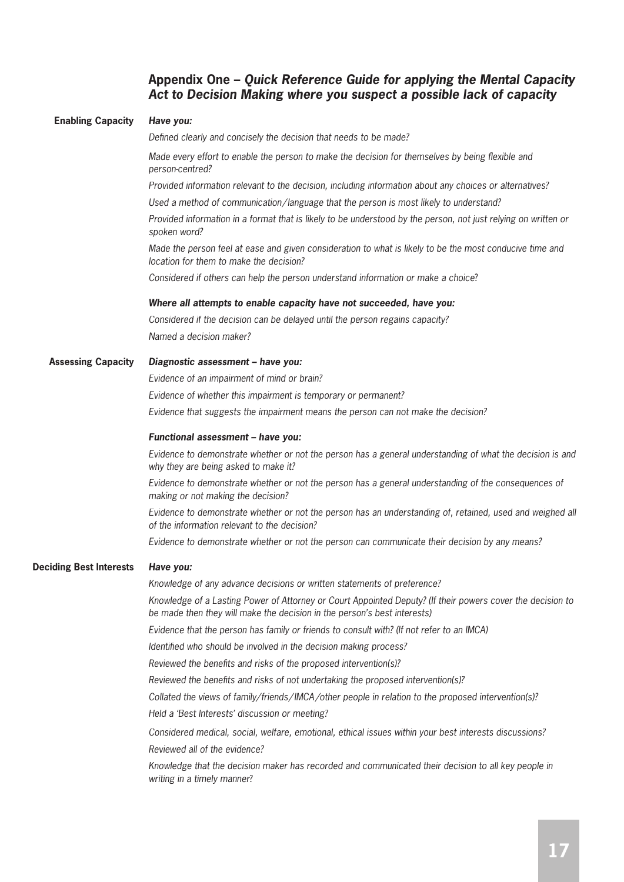## Appendix One – *Quick Reference Guide for applying the Mental Capacity Act to Decision Making where you suspect a possible lack of capacity*

### Enabling Capacity

***Have you:***

*Defined clearly and concisely the decision that needs to be made?*

*Made every effort to enable the person to make the decision for themselves by being flexible and person-centred?*

*Provided information relevant to the decision, including information about any choices or alternatives?*

*Used a method of communication/language that the person is most likely to understand?*

*Provided information in a format that is likely to be understood by the person, not just relying on written or spoken word?*

*Made the person feel at ease and given consideration to what is likely to be the most conducive time and location for them to make the decision?*

*Considered if others can help the person understand information or make a choice?*

***Where all attempts to enable capacity have not succeeded, have you:***

*Considered if the decision can be delayed until the person regains capacity?*

*Named a decision maker?*

### Assessing Capacity

***Diagnostic assessment – have you:***

*Evidence of an impairment of mind or brain?*

*Evidence of whether this impairment is temporary or permanent?*

*Evidence that suggests the impairment means the person can not make the decision?*

***Functional assessment – have you:***

*Evidence to demonstrate whether or not the person has a general understanding of what the decision is and why they are being asked to make it?*

*Evidence to demonstrate whether or not the person has a general understanding of the consequences of making or not making the decision?*

*Evidence to demonstrate whether or not the person has an understanding of, retained, used and weighed all of the information relevant to the decision?*

*Evidence to demonstrate whether or not the person can communicate their decision by any means?*

### Deciding Best Interests

***Have you:***

*Knowledge of any advance decisions or written statements of preference?*

*Knowledge of a Lasting Power of Attorney or Court Appointed Deputy? (If their powers cover the decision to be made then they will make the decision in the person's best interests)*

*Evidence that the person has family or friends to consult with? (If not refer to an IMCA)*

*Identified who should be involved in the decision making process?*

*Reviewed the benefits and risks of the proposed intervention(s)?*

*Reviewed the benefits and risks of not undertaking the proposed intervention(s)?*

*Collated the views of family/friends/IMCA/other people in relation to the proposed intervention(s)?*

*Held a 'Best Interests' discussion or meeting?*

*Considered medical, social, welfare, emotional, ethical issues within your best interests discussions?*

*Reviewed all of the evidence?*

*Knowledge that the decision maker has recorded and communicated their decision to all key people in writing in a timely manner?*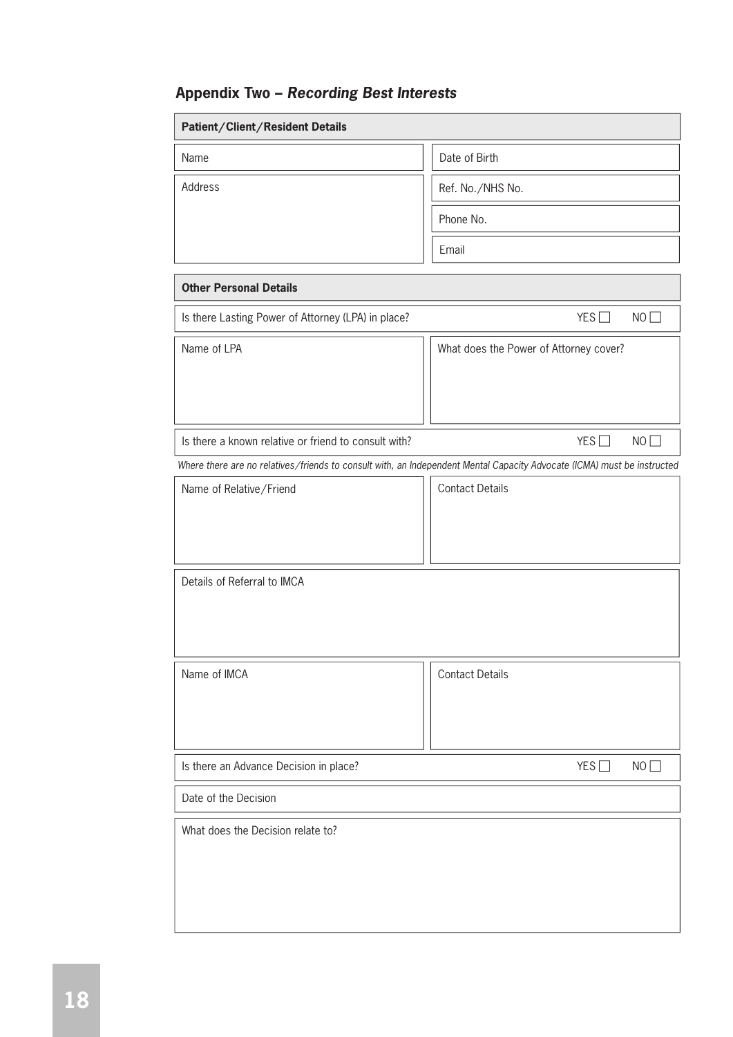## Appendix Two – *Recording Best Interests*

| **Patient/Client/Resident Details** | |
|---|---|
| Name | Date of Birth |
| Address | Ref. No./NHS No. |
| | Phone No. |
| | Email |

| **Other Personal Details** | |
|---|---|
| Is there Lasting Power of Attorney (LPA) in place? | YES ☐ NO ☐ |
| Name of LPA | What does the Power of Attorney cover? |
| Is there a known relative or friend to consult with? | YES ☐ NO ☐ |

*Where there are no relatives/friends to consult with, an Independent Mental Capacity Advocate (ICMA) must be instructed*

| | |
|---|---|
| Name of Relative/Friend | Contact Details |
| Details of Referral to IMCA | |
| Name of IMCA | Contact Details |
| Is there an Advance Decision in place? | YES ☐ NO ☐ |
| Date of the Decision | |
| What does the Decision relate to? | |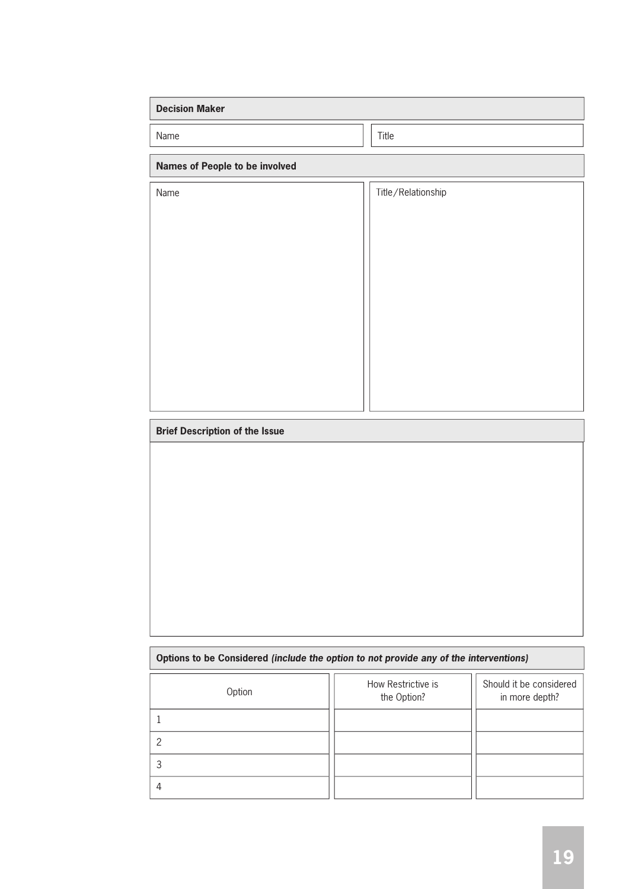**Decision Maker**

| Name | Title |
|---|---|
| | |

**Names of People to be involved**

| Name | Title/Relationship |
|---|---|
| | |

**Brief Description of the Issue**

**Options to be Considered** ***(include the option to not provide any of the interventions)***

| Option | How Restrictive is the Option? | Should it be considered in more depth? |
|---|---|---|
| 1 | | |
| 2 | | |
| 3 | | |
| 4 | | |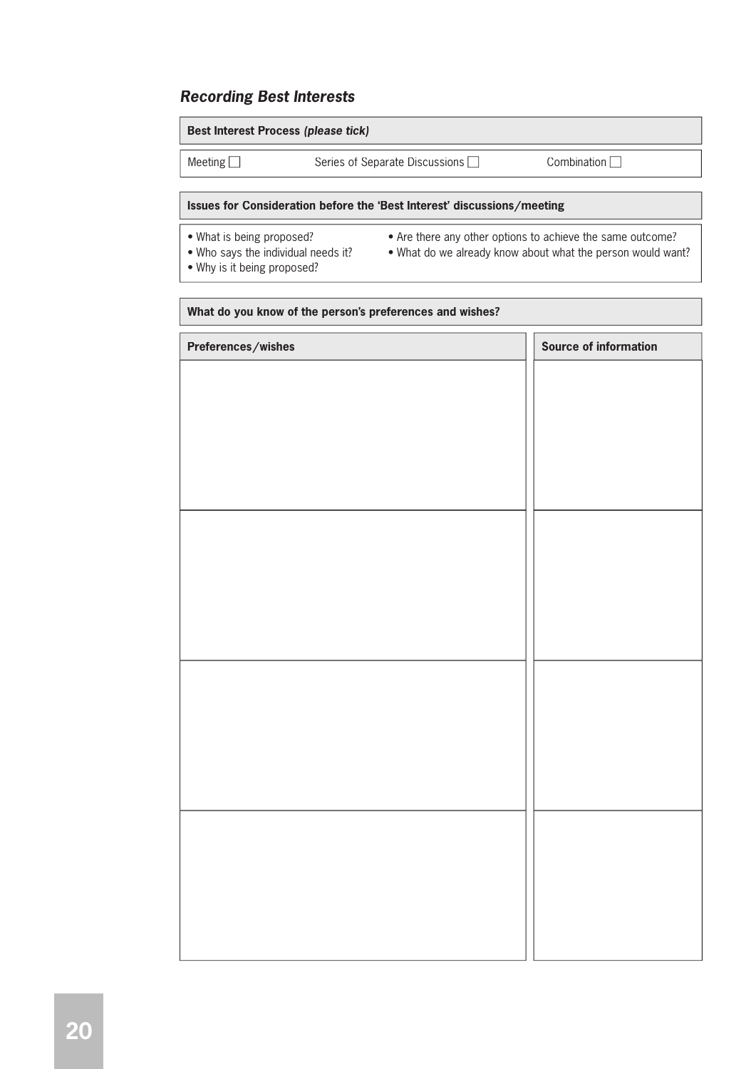## *Recording Best Interests*

**Best Interest Process *(please tick)***

Meeting ☐ Series of Separate Discussions ☐ Combination ☐

**Issues for Consideration before the 'Best Interest' discussions/meeting**

- What is being proposed?
- Who says the individual needs it?
- Why is it being proposed?
- Are there any other options to achieve the same outcome?
- What do we already know about what the person would want?

**What do you know of the person's preferences and wishes?**

| Preferences/wishes | Source of information |
| --- | --- |
| | |
| | |
| | |
| | |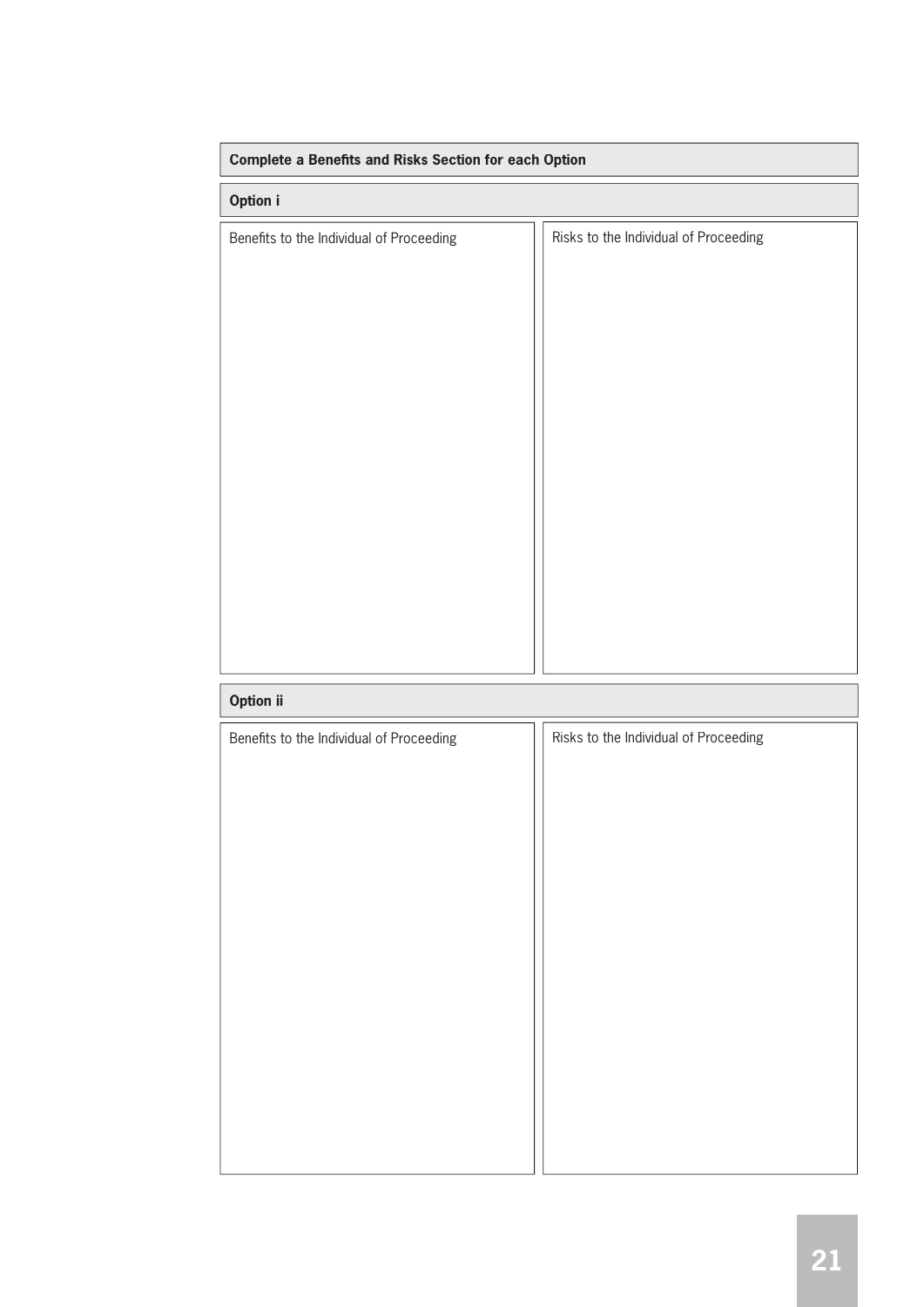**Complete a Benefits and Risks Section for each Option**

**Option i**

| Benefits to the Individual of Proceeding | Risks to the Individual of Proceeding |
| --- | --- |
| | |

**Option ii**

| Benefits to the Individual of Proceeding | Risks to the Individual of Proceeding |
| --- | --- |
| | |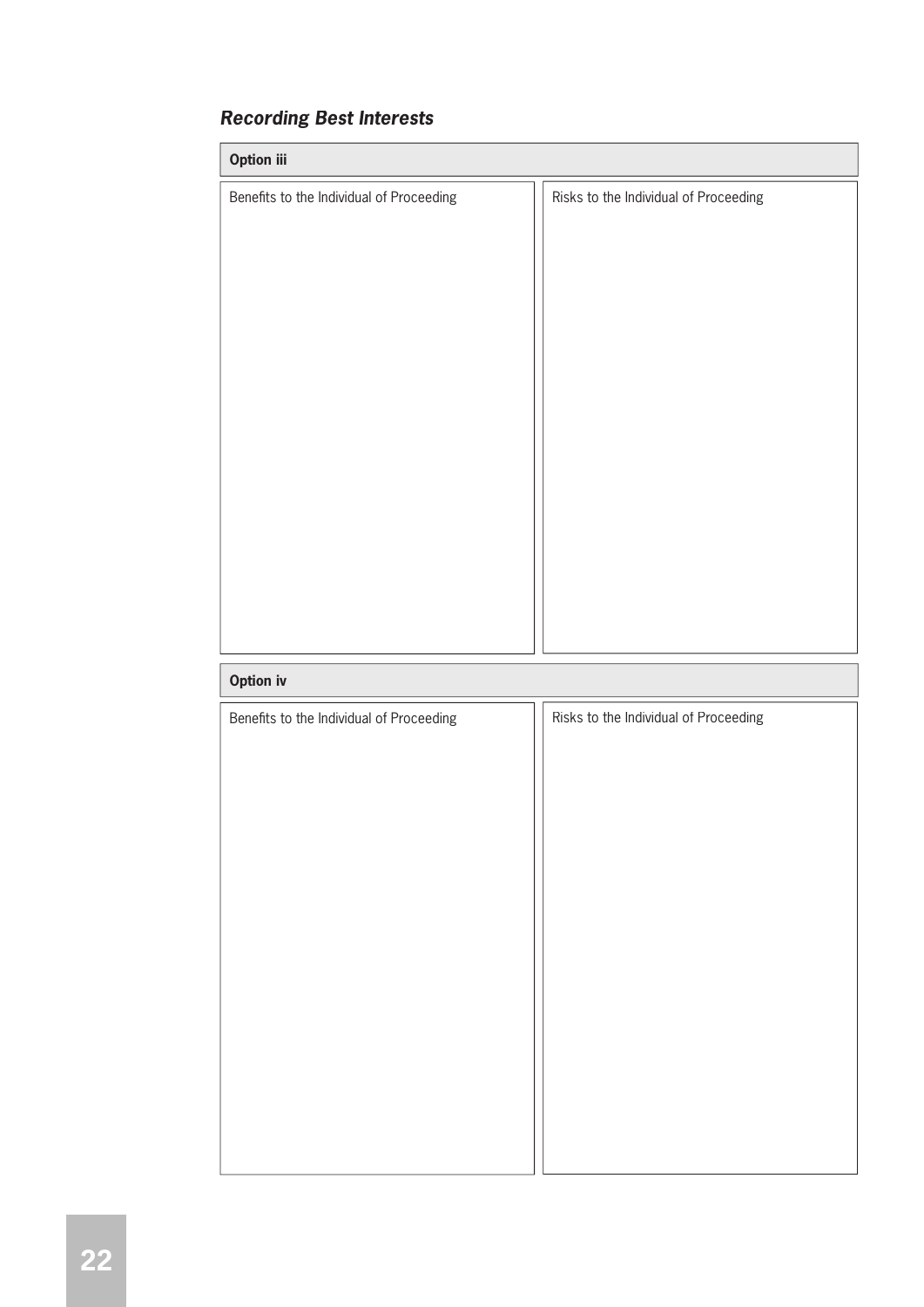### *Recording Best Interests*

| **Option iii** | |
|---|---|
| Benefits to the Individual of Proceeding | Risks to the Individual of Proceeding |
| | |

| **Option iv** | |
|---|---|
| Benefits to the Individual of Proceeding | Risks to the Individual of Proceeding |
| | |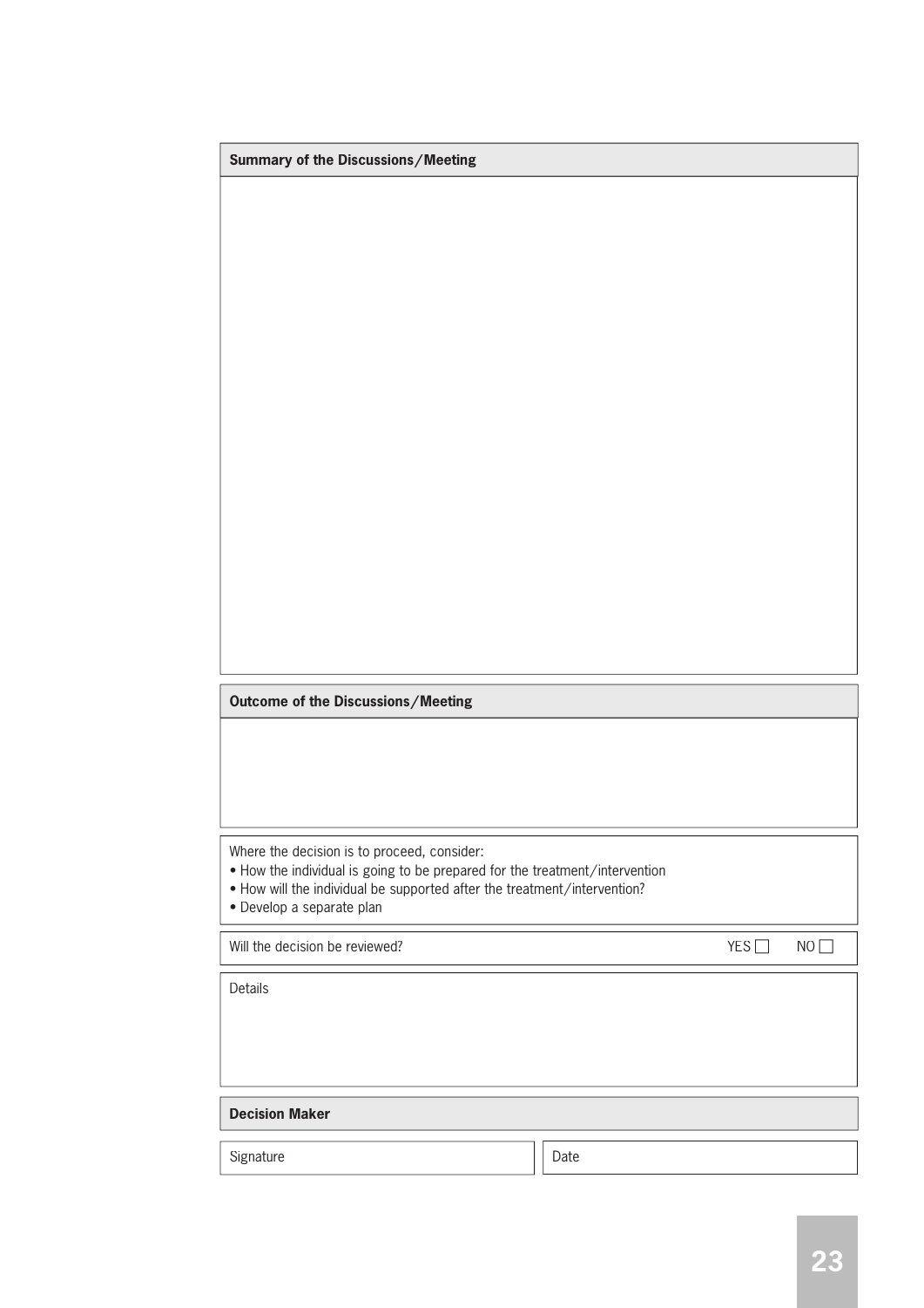**Summary of the Discussions/Meeting**

**Outcome of the Discussions/Meeting**

Where the decision is to proceed, consider:

- How the individual is going to be prepared for the treatment/intervention
- How will the individual be supported after the treatment/intervention?
- Develop a separate plan

Will the decision be reviewed? YES ☐ NO ☐

Details

**Decision Maker**

| Signature | Date |
| --- | --- |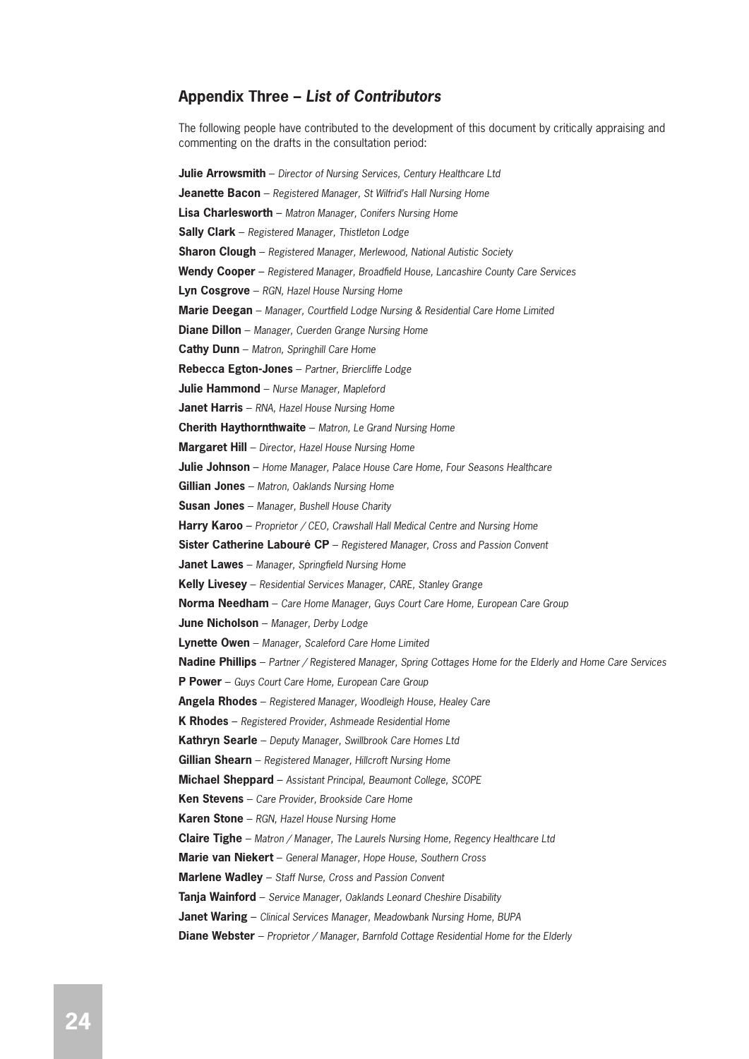## Appendix Three – *List of Contributors*

The following people have contributed to the development of this document by critically appraising and commenting on the drafts in the consultation period:

**Julie Arrowsmith** – *Director of Nursing Services, Century Healthcare Ltd*
**Jeanette Bacon** – *Registered Manager, St Wilfrid's Hall Nursing Home*
**Lisa Charlesworth** – *Matron Manager, Conifers Nursing Home*
**Sally Clark** – *Registered Manager, Thistleton Lodge*
**Sharon Clough** – *Registered Manager, Merlewood, National Autistic Society*
**Wendy Cooper** – *Registered Manager, Broadfield House, Lancashire County Care Services*
**Lyn Cosgrove** – *RGN, Hazel House Nursing Home*
**Marie Deegan** – *Manager, Courtfield Lodge Nursing & Residential Care Home Limited*
**Diane Dillon** – *Manager, Cuerden Grange Nursing Home*
**Cathy Dunn** – *Matron, Springhill Care Home*
**Rebecca Egton-Jones** – *Partner, Briercliffe Lodge*
**Julie Hammond** – *Nurse Manager, Mapleford*
**Janet Harris** – *RNA, Hazel House Nursing Home*
**Cherith Haythornthwaite** – *Matron, Le Grand Nursing Home*
**Margaret Hill** – *Director, Hazel House Nursing Home*
**Julie Johnson** – *Home Manager, Palace House Care Home, Four Seasons Healthcare*
**Gillian Jones** – *Matron, Oaklands Nursing Home*
**Susan Jones** – *Manager, Bushell House Charity*
**Harry Karoo** – *Proprietor / CEO, Crawshall Hall Medical Centre and Nursing Home*
**Sister Catherine Labouré CP** – *Registered Manager, Cross and Passion Convent*
**Janet Lawes** – *Manager, Springfield Nursing Home*
**Kelly Livesey** – *Residential Services Manager, CARE, Stanley Grange*
**Norma Needham** – *Care Home Manager, Guys Court Care Home, European Care Group*
**June Nicholson** – *Manager, Derby Lodge*
**Lynette Owen** – *Manager, Scaleford Care Home Limited*
**Nadine Phillips** – *Partner / Registered Manager, Spring Cottages Home for the Elderly and Home Care Services*
**P Power** – *Guys Court Care Home, European Care Group*
**Angela Rhodes** – *Registered Manager, Woodleigh House, Healey Care*
**K Rhodes** – *Registered Provider, Ashmeade Residential Home*
**Kathryn Searle** – *Deputy Manager, Swillbrook Care Homes Ltd*
**Gillian Shearn** – *Registered Manager, Hillcroft Nursing Home*
**Michael Sheppard** – *Assistant Principal, Beaumont College, SCOPE*
**Ken Stevens** – *Care Provider, Brookside Care Home*
**Karen Stone** – *RGN, Hazel House Nursing Home*
**Claire Tighe** – *Matron / Manager, The Laurels Nursing Home, Regency Healthcare Ltd*
**Marie van Niekert** – *General Manager, Hope House, Southern Cross*
**Marlene Wadley** – *Staff Nurse, Cross and Passion Convent*
**Tanja Wainford** – *Service Manager, Oaklands Leonard Cheshire Disability*
**Janet Waring** – *Clinical Services Manager, Meadowbank Nursing Home, BUPA*
**Diane Webster** – *Proprietor / Manager, Barnfold Cottage Residential Home for the Elderly*